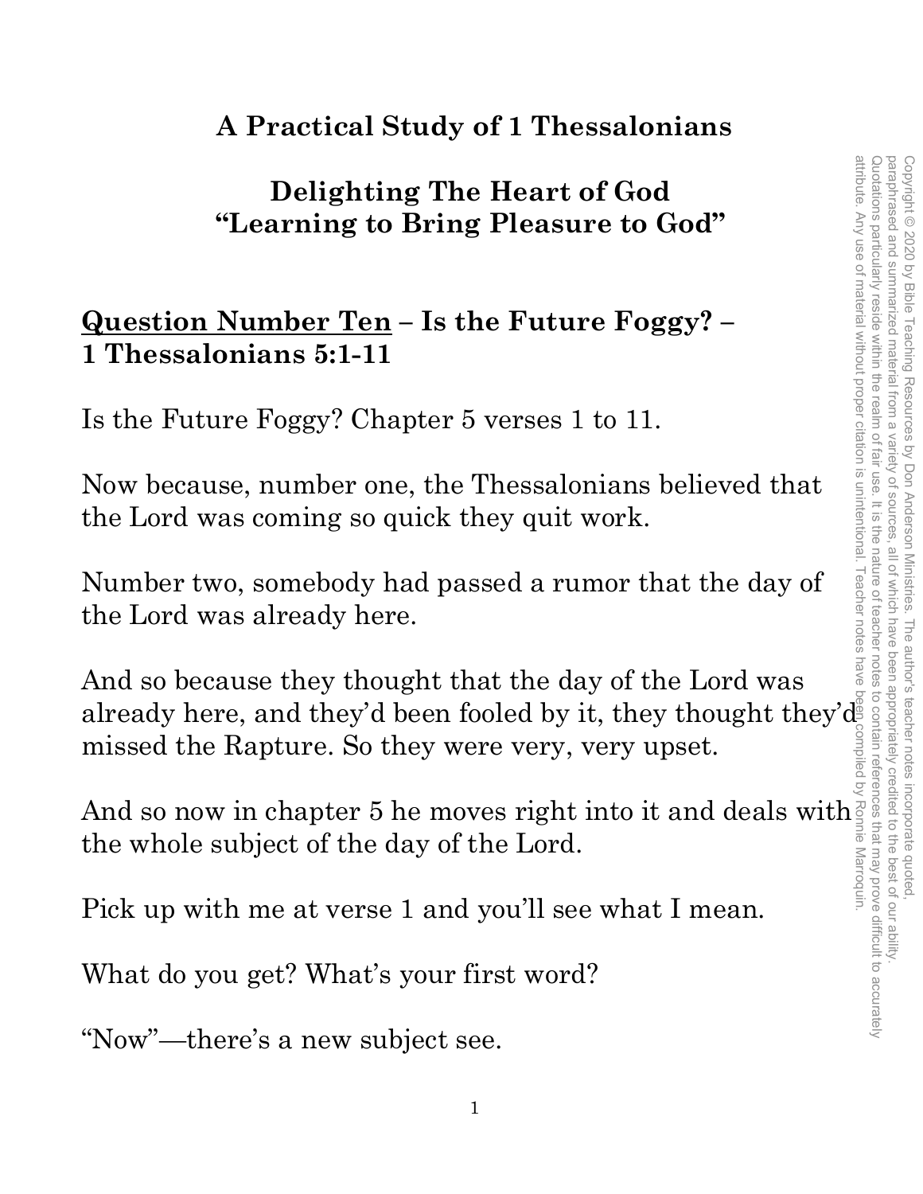# A Practical Study of 1 Thessalonians

## Delighting The Heart of God
## "Learning to Bring Pleasure to God"

### <u>Question Number Ten</u> – Is the Future Foggy? – 1 Thessalonians 5:1-11

Is the Future Foggy? Chapter 5 verses 1 to 11.

Now because, number one, the Thessalonians believed that the Lord was coming so quick they quit work.

Number two, somebody had passed a rumor that the day of the Lord was already here.

And so because they thought that the day of the Lord was already here, and they'd been fooled by it, they thought they'd missed the Rapture. So they were very, very upset.

And so now in chapter 5 he moves right into it and deals with the whole subject of the day of the Lord.

Pick up with me at verse 1 and you'll see what I mean.

What do you get? What's your first word?

"Now"—there's a new subject see.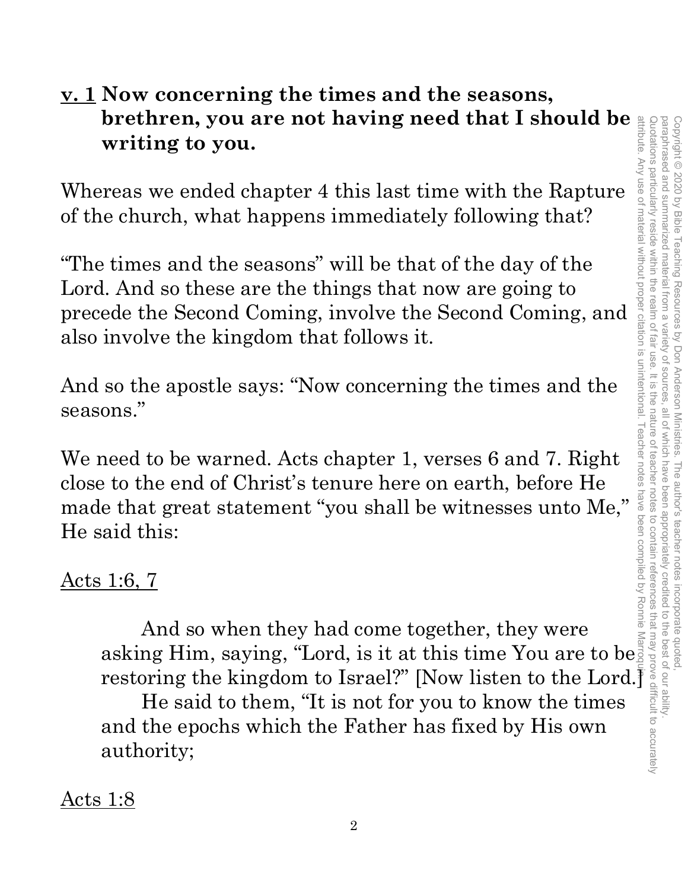**<u>v. 1</u> Now concerning the times and the seasons, brethren, you are not having need that I should be writing to you.**

Whereas we ended chapter 4 this last time with the Rapture of the church, what happens immediately following that?

"The times and the seasons" will be that of the day of the Lord. And so these are the things that now are going to precede the Second Coming, involve the Second Coming, and also involve the kingdom that follows it.

And so the apostle says: "Now concerning the times and the seasons."

We need to be warned. Acts chapter 1, verses 6 and 7. Right close to the end of Christ's tenure here on earth, before He made that great statement "you shall be witnesses unto Me," He said this:

<u>Acts 1:6, 7</u>

> And so when they had come together, they were asking Him, saying, "Lord, is it at this time You are to be restoring the kingdom to Israel?" [Now listen to the Lord.]
>
> He said to them, "It is not for you to know the times and the epochs which the Father has fixed by His own authority;

<u>Acts 1:8</u>

Copyright © 2020 by Bible Teaching Resources by Don Anderson Ministries. The author's teacher notes incorporate quoted, paraphrased and summarized material from a variety of sources, all of which have been appropriately credited to the best of our ability. Quotations particularly reside within the realm of fair use. It is the nature of teacher notes to contain references that may prove difficult to accurately attribute. Any use of material without proper citation is unintentional. Teacher notes have been compiled by Ronnie Marroquin.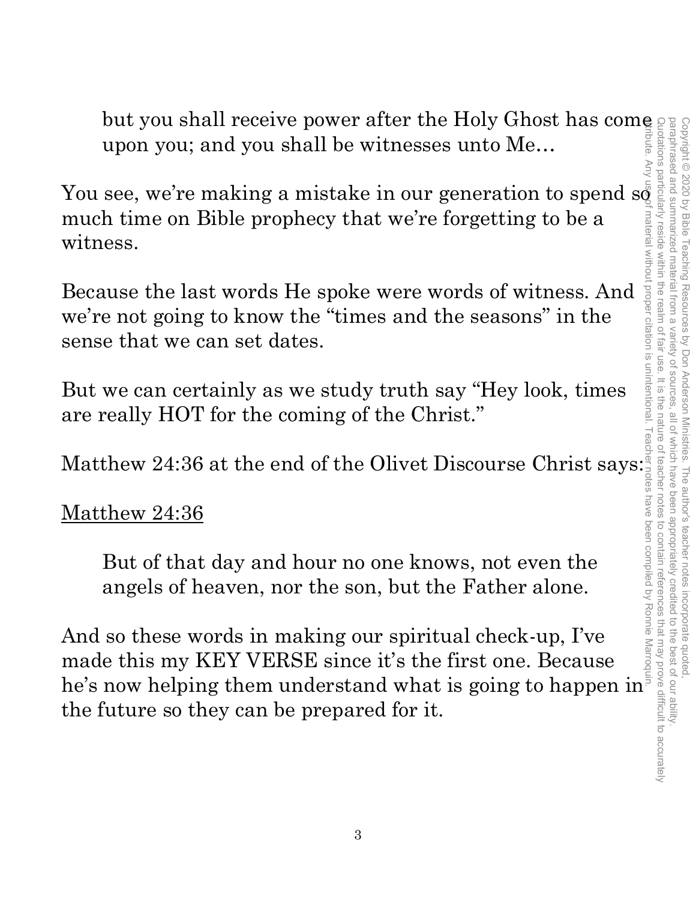> but you shall receive power after the Holy Ghost has come upon you; and you shall be witnesses unto Me…

You see, we're making a mistake in our generation to spend so much time on Bible prophecy that we're forgetting to be a witness.

Because the last words He spoke were words of witness. And we're not going to know the "times and the seasons" in the sense that we can set dates.

But we can certainly as we study truth say "Hey look, times are really HOT for the coming of the Christ."

Matthew 24:36 at the end of the Olivet Discourse Christ says:

Matthew 24:36

> But of that day and hour no one knows, not even the angels of heaven, nor the son, but the Father alone.

And so these words in making our spiritual check-up, I've made this my KEY VERSE since it's the first one. Because he's now helping them understand what is going to happen in the future so they can be prepared for it.

Copyright © 2020 by Bible Teaching Resources by Don Anderson Ministries. The author's teacher notes incorporate quoted, paraphrased and summarized material from a variety of sources, all of which have been appropriately credited to the best of our ability. Quotations particularly reside within the realm of fair use. It is the nature of teacher notes to contain references that may prove difficult to accurately attribute. Any use of material without proper citation is unintentional. Teacher notes have been compiled by Ronnie Marroquin.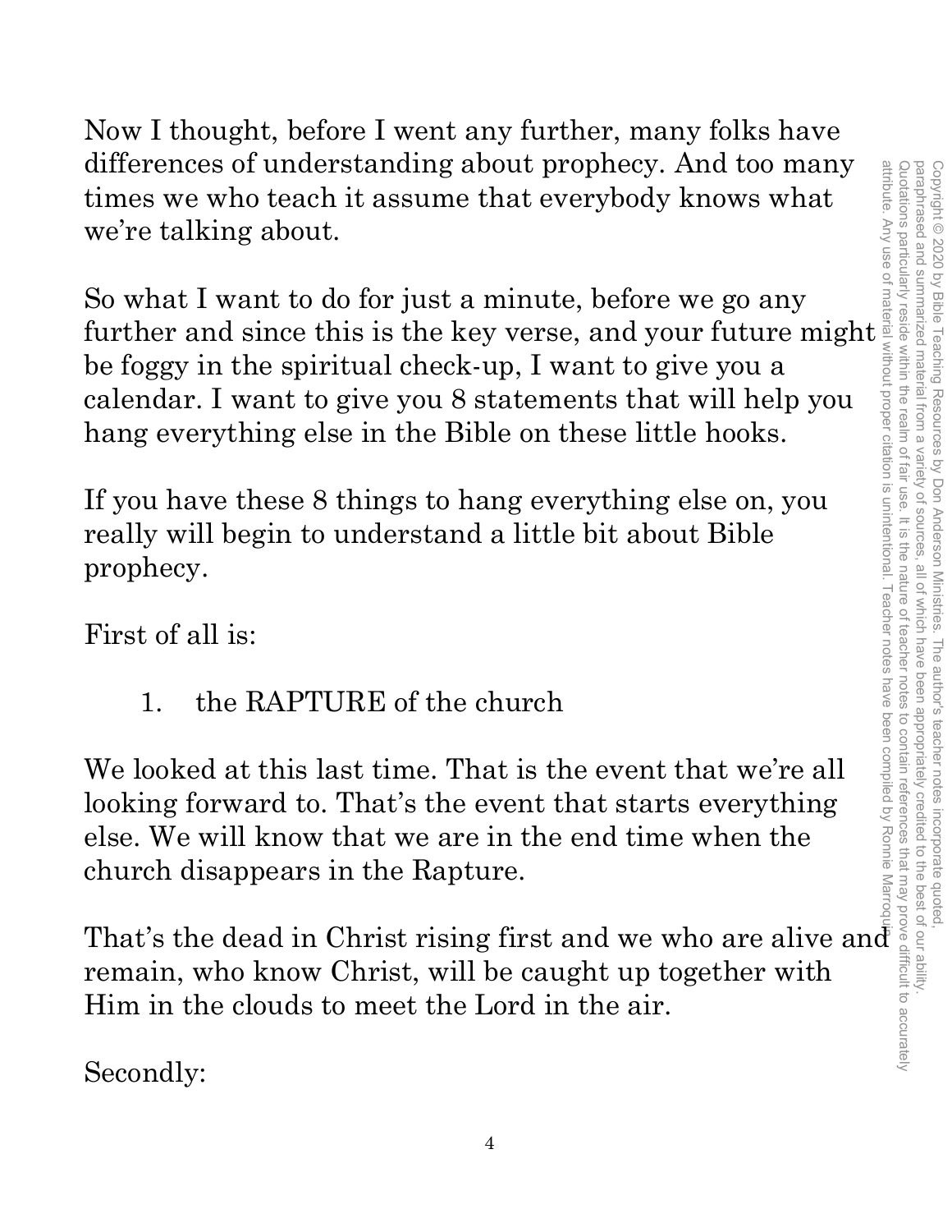Now I thought, before I went any further, many folks have differences of understanding about prophecy. And too many times we who teach it assume that everybody knows what we're talking about.

So what I want to do for just a minute, before we go any further and since this is the key verse, and your future might be foggy in the spiritual check-up, I want to give you a calendar. I want to give you 8 statements that will help you hang everything else in the Bible on these little hooks.

If you have these 8 things to hang everything else on, you really will begin to understand a little bit about Bible prophecy.

First of all is:

1. the RAPTURE of the church

We looked at this last time. That is the event that we're all looking forward to. That's the event that starts everything else. We will know that we are in the end time when the church disappears in the Rapture.

That's the dead in Christ rising first and we who are alive and remain, who know Christ, will be caught up together with Him in the clouds to meet the Lord in the air.

Secondly: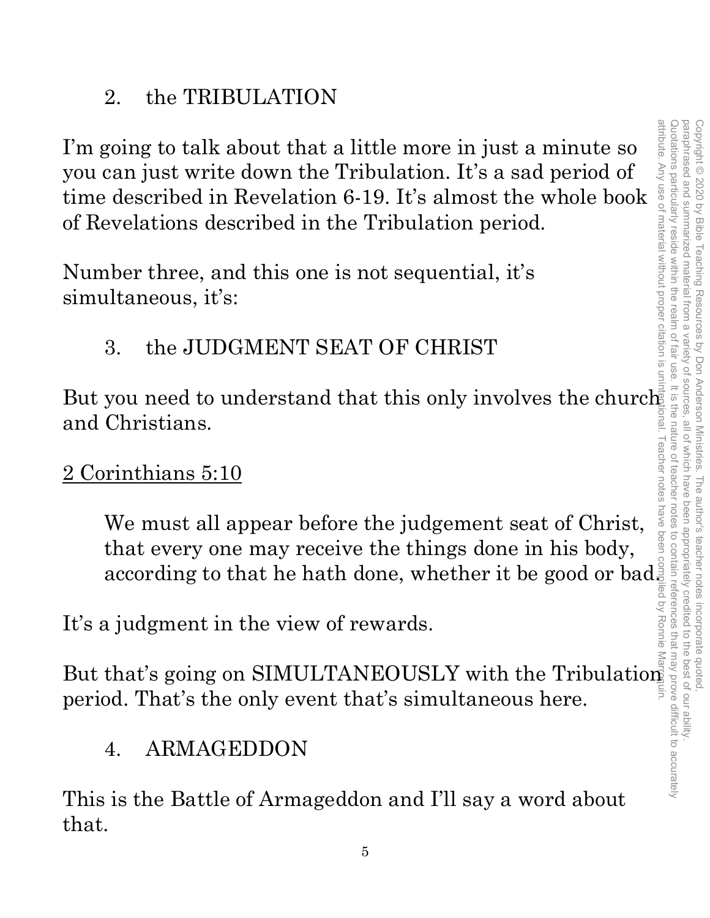2. the TRIBULATION

I'm going to talk about that a little more in just a minute so you can just write down the Tribulation. It's a sad period of time described in Revelation 6-19. It's almost the whole book of Revelations described in the Tribulation period.

Number three, and this one is not sequential, it's simultaneous, it's:

3. the JUDGMENT SEAT OF CHRIST

But you need to understand that this only involves the church and Christians.

2 Corinthians 5:10

> We must all appear before the judgement seat of Christ, that every one may receive the things done in his body, according to that he hath done, whether it be good or bad.

It's a judgment in the view of rewards.

But that's going on SIMULTANEOUSLY with the Tribulation period. That's the only event that's simultaneous here.

4. ARMAGEDDON

This is the Battle of Armageddon and I'll say a word about that.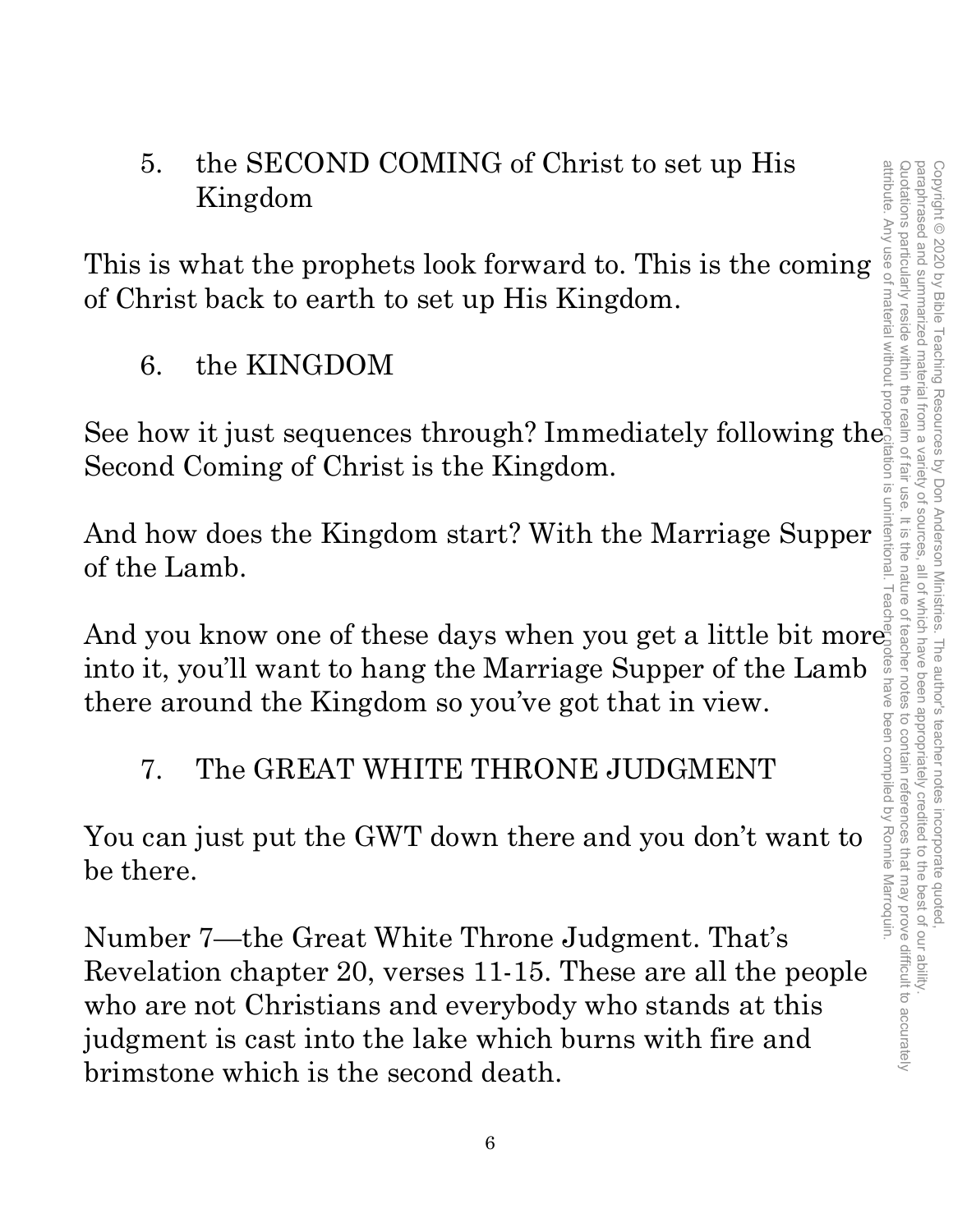5. the SECOND COMING of Christ to set up His Kingdom

This is what the prophets look forward to. This is the coming of Christ back to earth to set up His Kingdom.

6. the KINGDOM

See how it just sequences through? Immediately following the Second Coming of Christ is the Kingdom.

And how does the Kingdom start? With the Marriage Supper of the Lamb.

And you know one of these days when you get a little bit more into it, you'll want to hang the Marriage Supper of the Lamb there around the Kingdom so you've got that in view.

7. The GREAT WHITE THRONE JUDGMENT

You can just put the GWT down there and you don't want to be there.

Number 7—the Great White Throne Judgment. That's Revelation chapter 20, verses 11-15. These are all the people who are not Christians and everybody who stands at this judgment is cast into the lake which burns with fire and brimstone which is the second death.

Copyright © 2020 by Bible Teaching Resources by Don Anderson Ministries. The author's teacher notes incorporate quoted, paraphrased and summarized material from a variety of sources, all of which have been appropriately credited to the best of our ability. Quotations particularly reside within the realm of fair use. It is the nature of teacher notes to contain references that may prove difficult to accurately attribute. Any use of material without proper citation is unintentional. Teacher notes have been compiled by Ronnie Marroquin.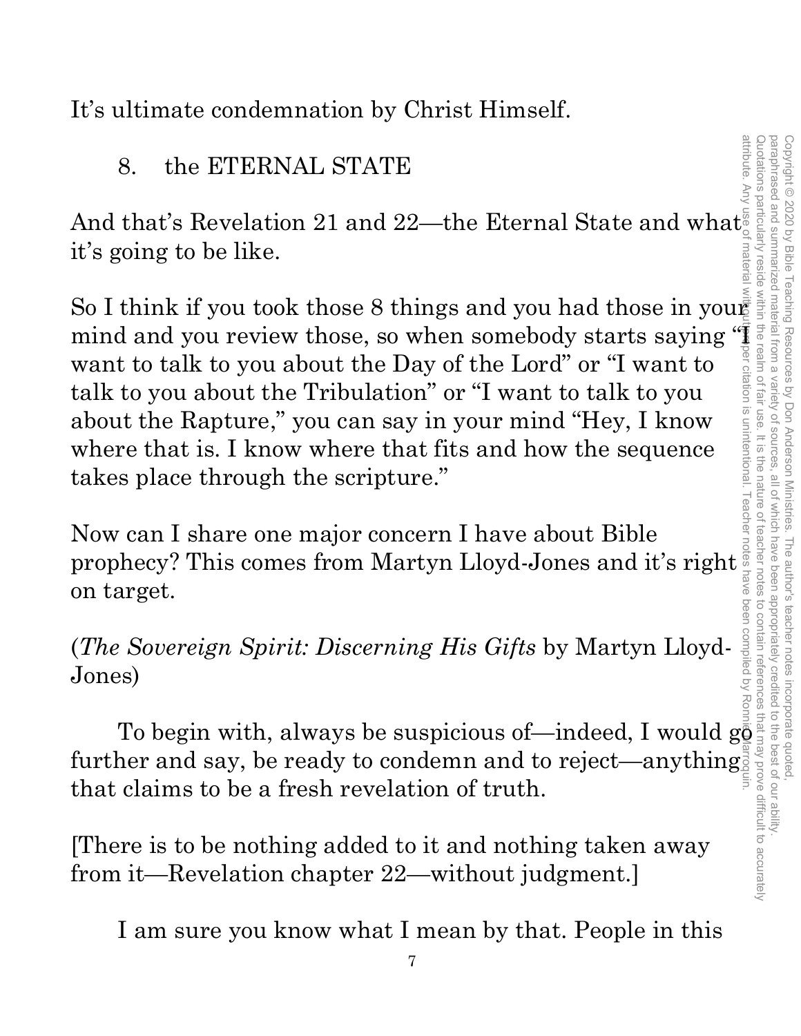It's ultimate condemnation by Christ Himself.

8. the ETERNAL STATE

And that's Revelation 21 and 22—the Eternal State and what it's going to be like.

So I think if you took those 8 things and you had those in your mind and you review those, so when somebody starts saying "I want to talk to you about the Day of the Lord" or "I want to talk to you about the Tribulation" or "I want to talk to you about the Rapture," you can say in your mind "Hey, I know where that is. I know where that fits and how the sequence takes place through the scripture."

Now can I share one major concern I have about Bible prophecy? This comes from Martyn Lloyd-Jones and it's right on target.

(*The Sovereign Spirit: Discerning His Gifts* by Martyn Lloyd-Jones)

> To begin with, always be suspicious of—indeed, I would go further and say, be ready to condemn and to reject—anything that claims to be a fresh revelation of truth.
>
> [There is to be nothing added to it and nothing taken away from it—Revelation chapter 22—without judgment.]
>
> I am sure you know what I mean by that. People in this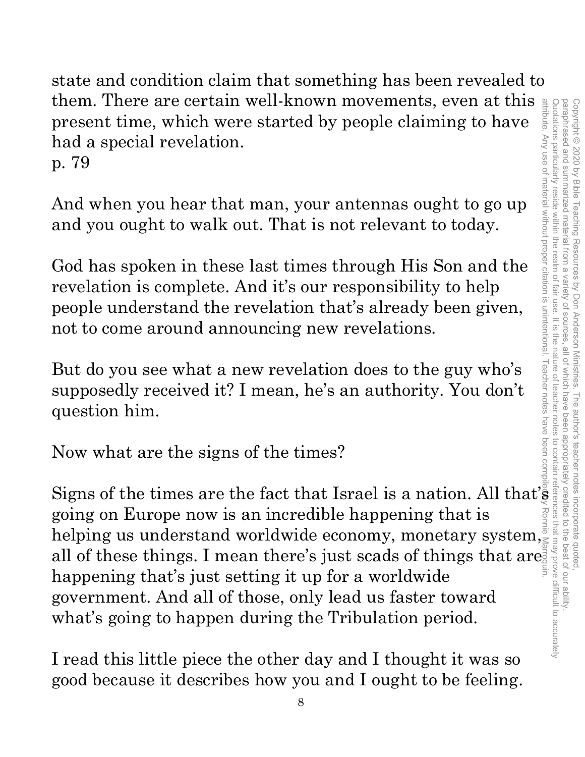state and condition claim that something has been revealed to them. There are certain well-known movements, even at this present time, which were started by people claiming to have had a special revelation.
p. 79

And when you hear that man, your antennas ought to go up and you ought to walk out. That is not relevant to today.

God has spoken in these last times through His Son and the revelation is complete. And it's our responsibility to help people understand the revelation that's already been given, not to come around announcing new revelations.

But do you see what a new revelation does to the guy who's supposedly received it? I mean, he's an authority. You don't question him.

Now what are the signs of the times?

Signs of the times are the fact that Israel is a nation. All that's going on Europe now is an incredible happening that is helping us understand worldwide economy, monetary system, all of these things. I mean there's just scads of things that are happening that's just setting it up for a worldwide government. And all of those, only lead us faster toward what's going to happen during the Tribulation period.

I read this little piece the other day and I thought it was so good because it describes how you and I ought to be feeling.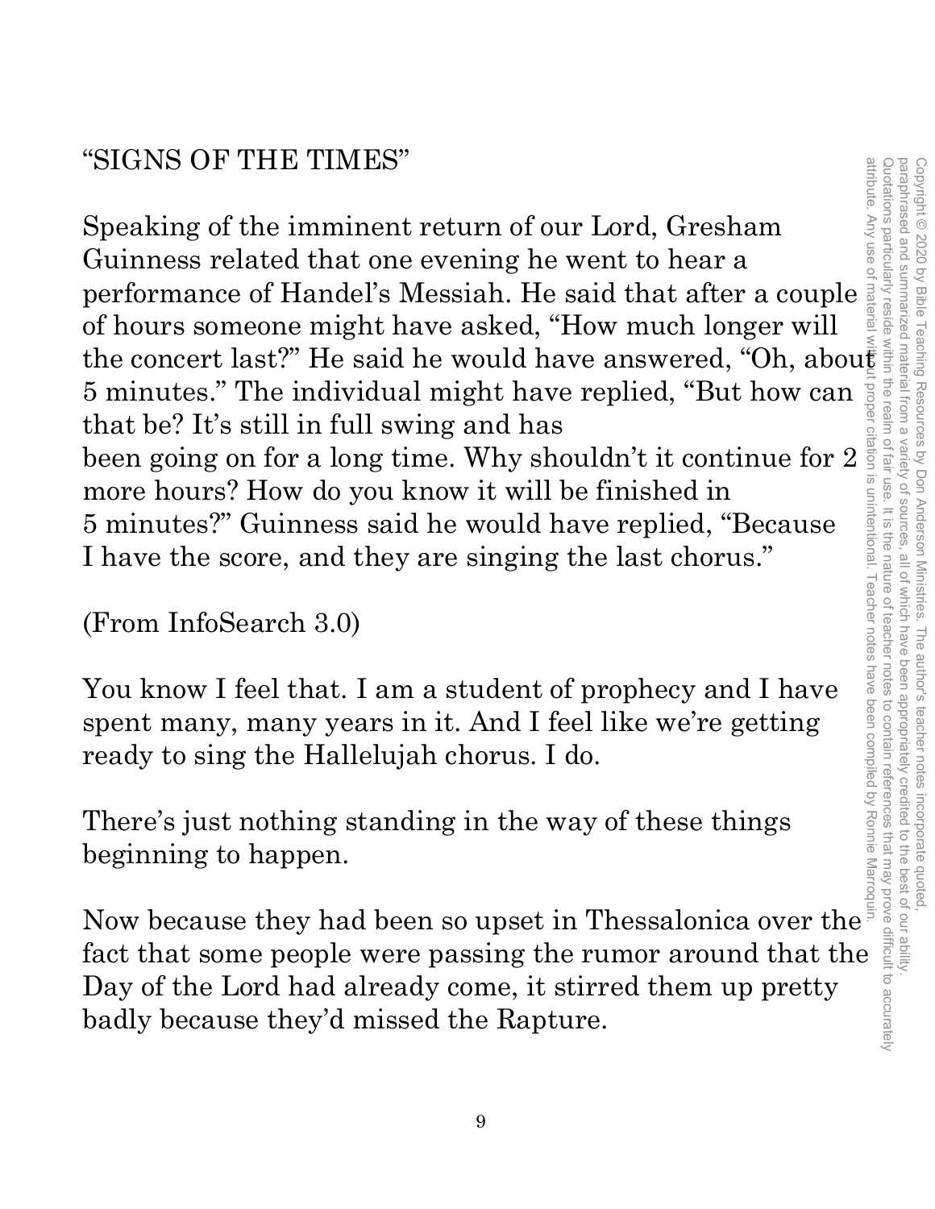"SIGNS OF THE TIMES"

Speaking of the imminent return of our Lord, Gresham Guinness related that one evening he went to hear a performance of Handel's Messiah. He said that after a couple of hours someone might have asked, "How much longer will the concert last?" He said he would have answered, "Oh, about 5 minutes." The individual might have replied, "But how can that be? It's still in full swing and has been going on for a long time. Why shouldn't it continue for 2 more hours? How do you know it will be finished in 5 minutes?" Guinness said he would have replied, "Because I have the score, and they are singing the last chorus."

(From InfoSearch 3.0)

You know I feel that. I am a student of prophecy and I have spent many, many years in it. And I feel like we're getting ready to sing the Hallelujah chorus. I do.

There's just nothing standing in the way of these things beginning to happen.

Now because they had been so upset in Thessalonica over the fact that some people were passing the rumor around that the Day of the Lord had already come, it stirred them up pretty badly because they'd missed the Rapture.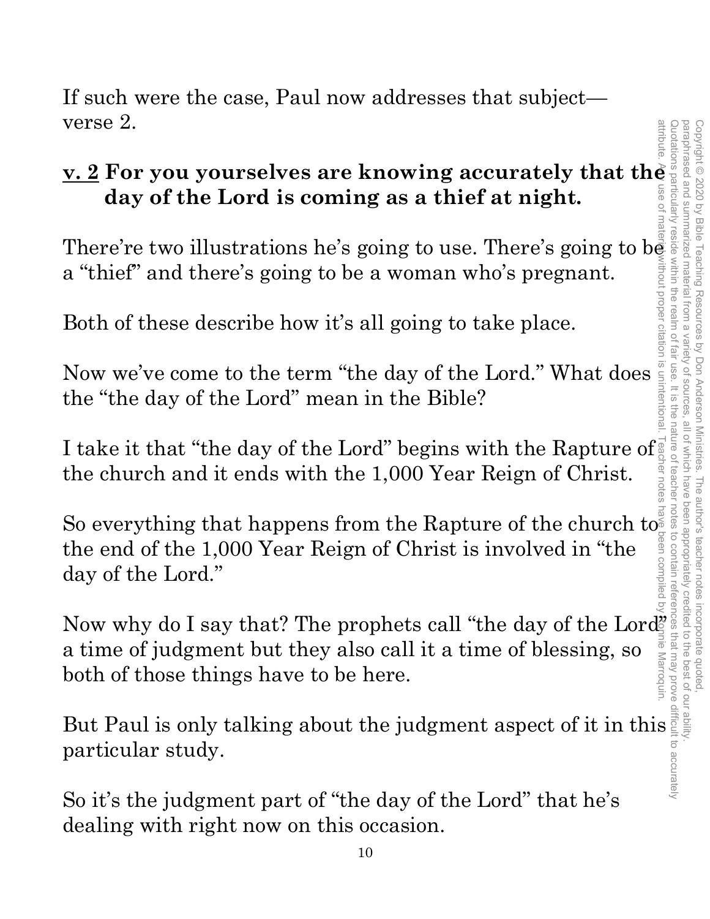If such were the case, Paul now addresses that subject—verse 2.

**<u>v. 2</u> For you yourselves are knowing accurately that the day of the Lord is coming as a thief at night.**

There're two illustrations he's going to use. There's going to be a "thief" and there's going to be a woman who's pregnant.

Both of these describe how it's all going to take place.

Now we've come to the term "the day of the Lord." What does the "the day of the Lord" mean in the Bible?

I take it that "the day of the Lord" begins with the Rapture of the church and it ends with the 1,000 Year Reign of Christ.

So everything that happens from the Rapture of the church to the end of the 1,000 Year Reign of Christ is involved in "the day of the Lord."

Now why do I say that? The prophets call "the day of the Lord" a time of judgment but they also call it a time of blessing, so both of those things have to be here.

But Paul is only talking about the judgment aspect of it in this particular study.

So it's the judgment part of "the day of the Lord" that he's dealing with right now on this occasion.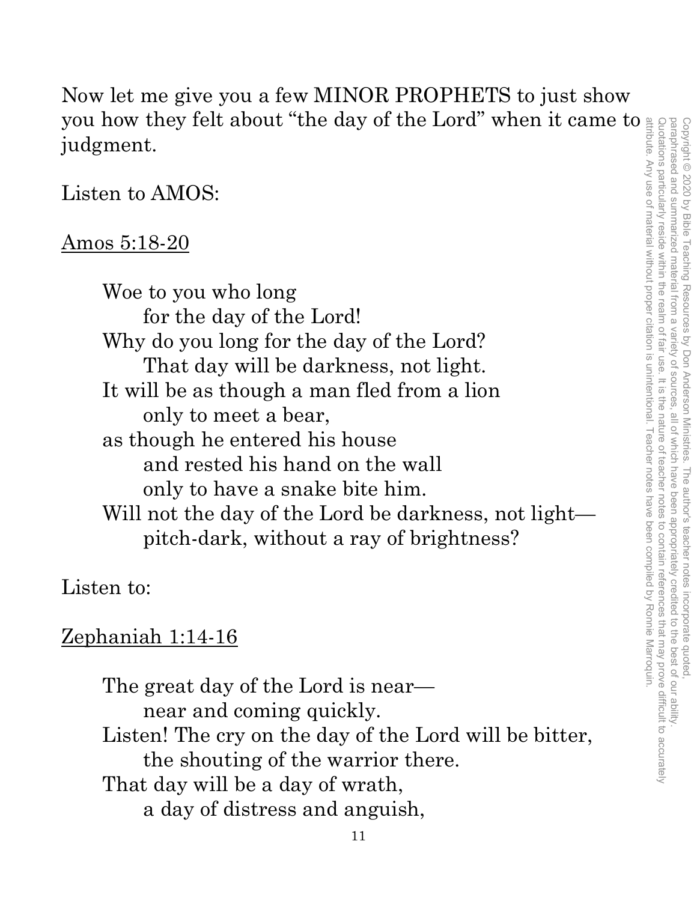Now let me give you a few MINOR PROPHETS to just show you how they felt about "the day of the Lord" when it came to judgment.

Listen to AMOS:

<u>Amos 5:18-20</u>

> Woe to you who long  
> &nbsp;&nbsp;&nbsp;&nbsp;for the day of the Lord!  
> Why do you long for the day of the Lord?  
> &nbsp;&nbsp;&nbsp;&nbsp;That day will be darkness, not light.  
> It will be as though a man fled from a lion  
> &nbsp;&nbsp;&nbsp;&nbsp;only to meet a bear,  
> as though he entered his house  
> &nbsp;&nbsp;&nbsp;&nbsp;and rested his hand on the wall  
> &nbsp;&nbsp;&nbsp;&nbsp;only to have a snake bite him.  
> Will not the day of the Lord be darkness, not light—  
> &nbsp;&nbsp;&nbsp;&nbsp;pitch-dark, without a ray of brightness?

Listen to:

<u>Zephaniah 1:14-16</u>

> The great day of the Lord is near—  
> &nbsp;&nbsp;&nbsp;&nbsp;near and coming quickly.  
> Listen! The cry on the day of the Lord will be bitter,  
> &nbsp;&nbsp;&nbsp;&nbsp;the shouting of the warrior there.  
> That day will be a day of wrath,  
> &nbsp;&nbsp;&nbsp;&nbsp;a day of distress and anguish,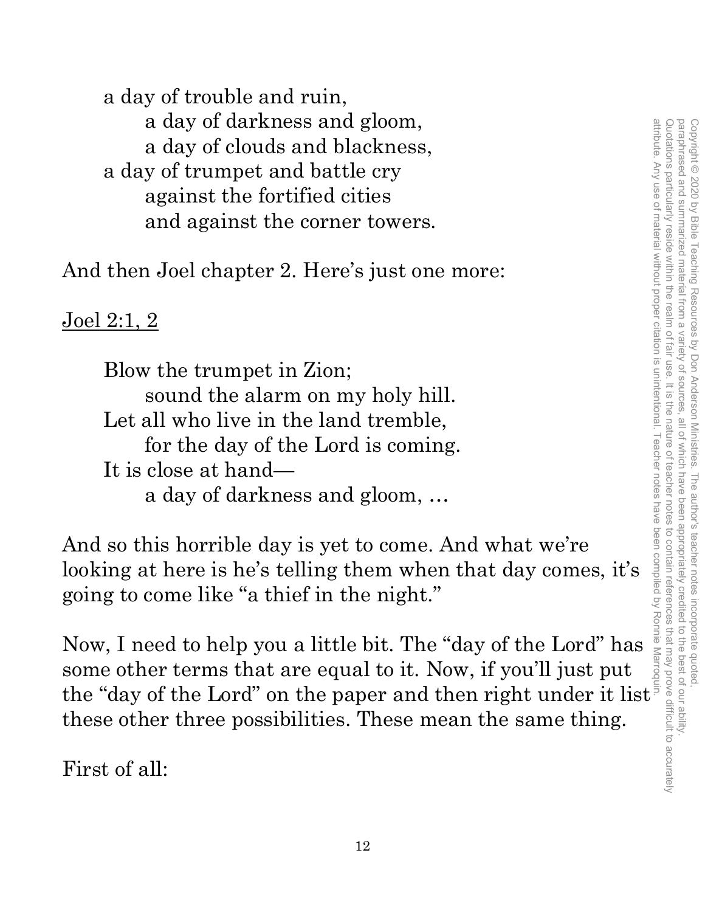a day of trouble and ruin,
    a day of darkness and gloom,
    a day of clouds and blackness,
a day of trumpet and battle cry
    against the fortified cities
    and against the corner towers.

And then Joel chapter 2. Here's just one more:

Joel 2:1, 2

Blow the trumpet in Zion;
    sound the alarm on my holy hill.
Let all who live in the land tremble,
    for the day of the Lord is coming.
It is close at hand—
    a day of darkness and gloom, …

And so this horrible day is yet to come. And what we're looking at here is he's telling them when that day comes, it's going to come like "a thief in the night."

Now, I need to help you a little bit. The "day of the Lord" has some other terms that are equal to it. Now, if you'll just put the "day of the Lord" on the paper and then right under it list these other three possibilities. These mean the same thing.

First of all:

Copyright © 2020 by Bible Teaching Resources by Don Anderson Ministries. The author's teacher notes incorporate quoted, paraphrased and summarized material from a variety of sources, all of which have been appropriately credited to the best of our ability. Quotations particularly reside within the realm of fair use. It is the nature of teacher notes to contain references that may prove difficult to accurately attribute. Any use of material without proper citation is unintentional. Teacher notes have been compiled by Ronnie Marroquin.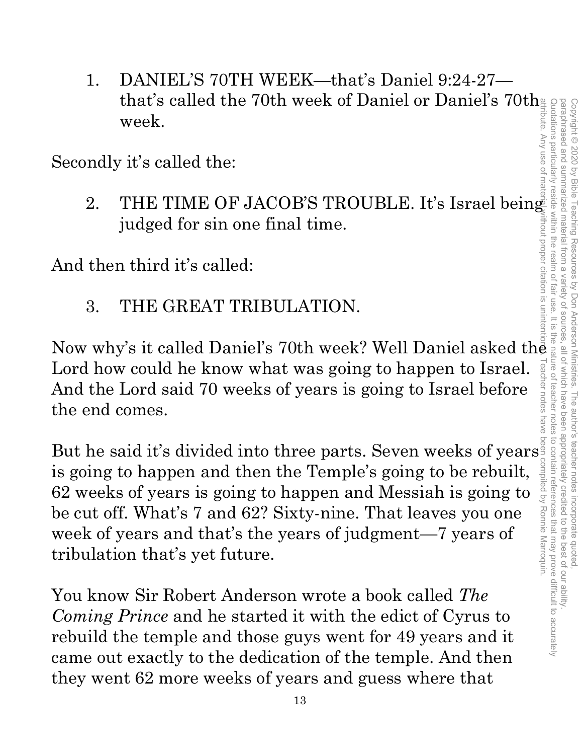1. DANIEL'S 70TH WEEK—that's Daniel 9:24-27—that's called the 70th week of Daniel or Daniel's 70th week.

Secondly it's called the:

2. THE TIME OF JACOB'S TROUBLE. It's Israel being judged for sin one final time.

And then third it's called:

3. THE GREAT TRIBULATION.

Now why's it called Daniel's 70th week? Well Daniel asked the Lord how could he know what was going to happen to Israel. And the Lord said 70 weeks of years is going to Israel before the end comes.

But he said it's divided into three parts. Seven weeks of years is going to happen and then the Temple's going to be rebuilt, 62 weeks of years is going to happen and Messiah is going to be cut off. What's 7 and 62? Sixty-nine. That leaves you one week of years and that's the years of judgment—7 years of tribulation that's yet future.

You know Sir Robert Anderson wrote a book called *The Coming Prince* and he started it with the edict of Cyrus to rebuild the temple and those guys went for 49 years and it came out exactly to the dedication of the temple. And then they went 62 more weeks of years and guess where that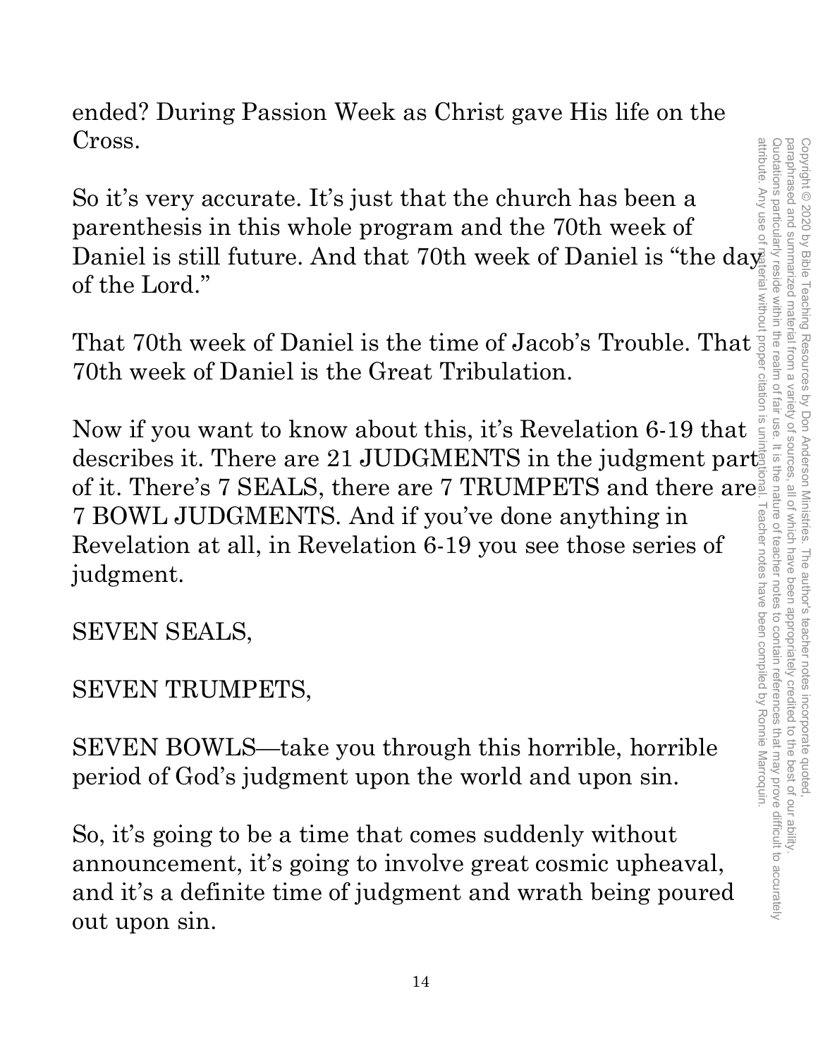ended? During Passion Week as Christ gave His life on the Cross.

So it's very accurate. It's just that the church has been a parenthesis in this whole program and the 70th week of Daniel is still future. And that 70th week of Daniel is "the day of the Lord."

That 70th week of Daniel is the time of Jacob's Trouble. That 70th week of Daniel is the Great Tribulation.

Now if you want to know about this, it's Revelation 6-19 that describes it. There are 21 JUDGMENTS in the judgment part of it. There's 7 SEALS, there are 7 TRUMPETS and there are 7 BOWL JUDGMENTS. And if you've done anything in Revelation at all, in Revelation 6-19 you see those series of judgment.

SEVEN SEALS,

SEVEN TRUMPETS,

SEVEN BOWLS—take you through this horrible, horrible period of God's judgment upon the world and upon sin.

So, it's going to be a time that comes suddenly without announcement, it's going to involve great cosmic upheaval, and it's a definite time of judgment and wrath being poured out upon sin.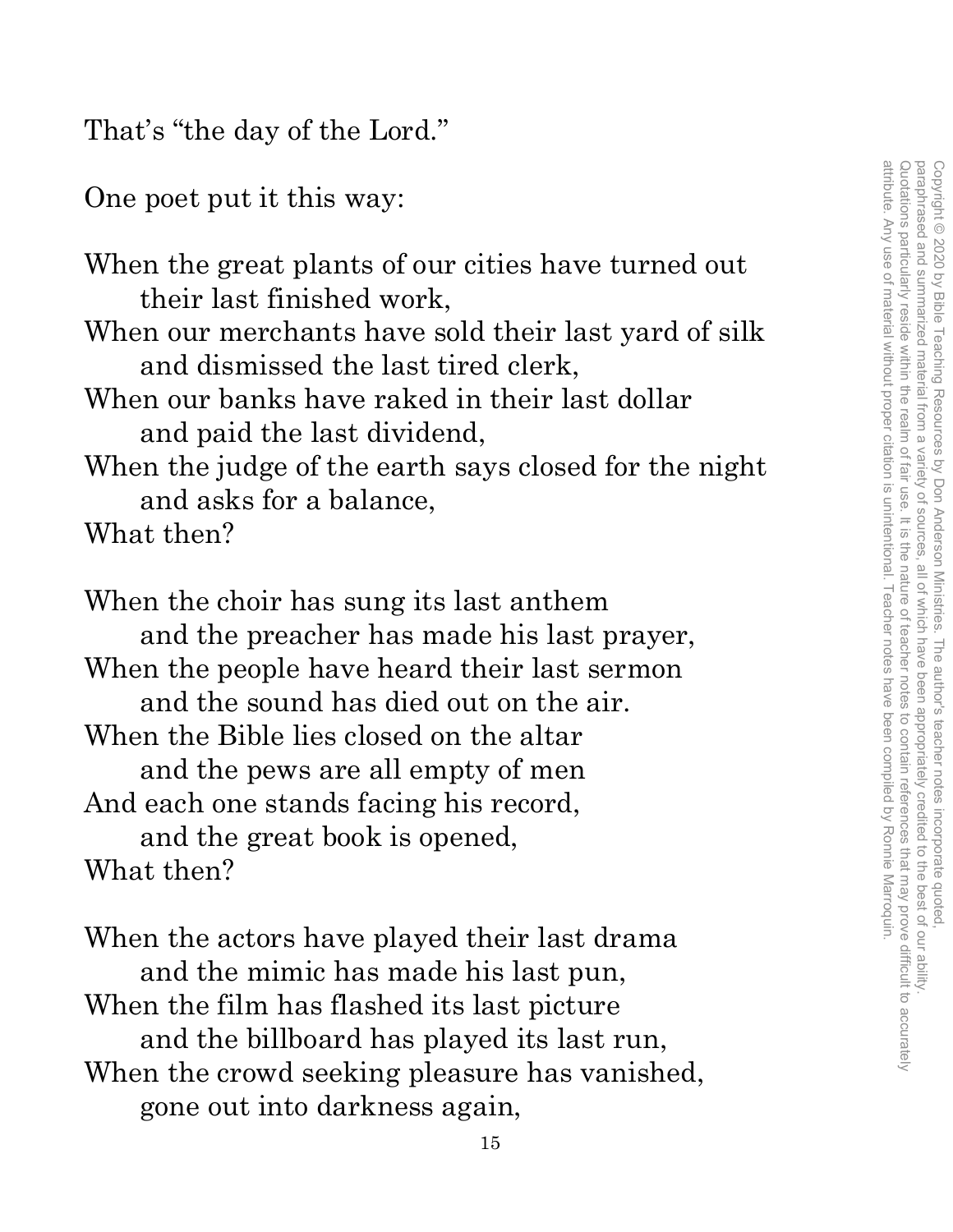That's "the day of the Lord."

One poet put it this way:

When the great plants of our cities have turned out  
  their last finished work,  
When our merchants have sold their last yard of silk  
  and dismissed the last tired clerk,  
When our banks have raked in their last dollar  
  and paid the last dividend,  
When the judge of the earth says closed for the night  
  and asks for a balance,  
What then?

When the choir has sung its last anthem  
  and the preacher has made his last prayer,  
When the people have heard their last sermon  
  and the sound has died out on the air.  
When the Bible lies closed on the altar  
  and the pews are all empty of men  
And each one stands facing his record,  
  and the great book is opened,  
What then?

When the actors have played their last drama  
  and the mimic has made his last pun,  
When the film has flashed its last picture  
  and the billboard has played its last run,  
When the crowd seeking pleasure has vanished,  
  gone out into darkness again,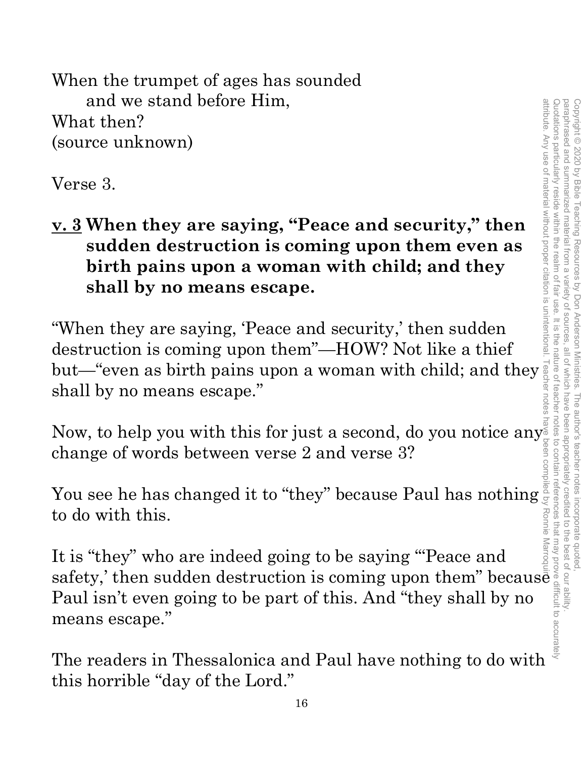When the trumpet of ages has sounded
and we stand before Him,
What then?
(source unknown)

Verse 3.

**<u>v. 3</u> When they are saying, "Peace and security," then sudden destruction is coming upon them even as birth pains upon a woman with child; and they shall by no means escape.**

"When they are saying, 'Peace and security,' then sudden destruction is coming upon them"—HOW? Not like a thief but—"even as birth pains upon a woman with child; and they shall by no means escape."

Now, to help you with this for just a second, do you notice any change of words between verse 2 and verse 3?

You see he has changed it to "they" because Paul has nothing to do with this.

It is "they" who are indeed going to be saying "'Peace and safety,' then sudden destruction is coming upon them" because Paul isn't even going to be part of this. And "they shall by no means escape."

The readers in Thessalonica and Paul have nothing to do with this horrible "day of the Lord."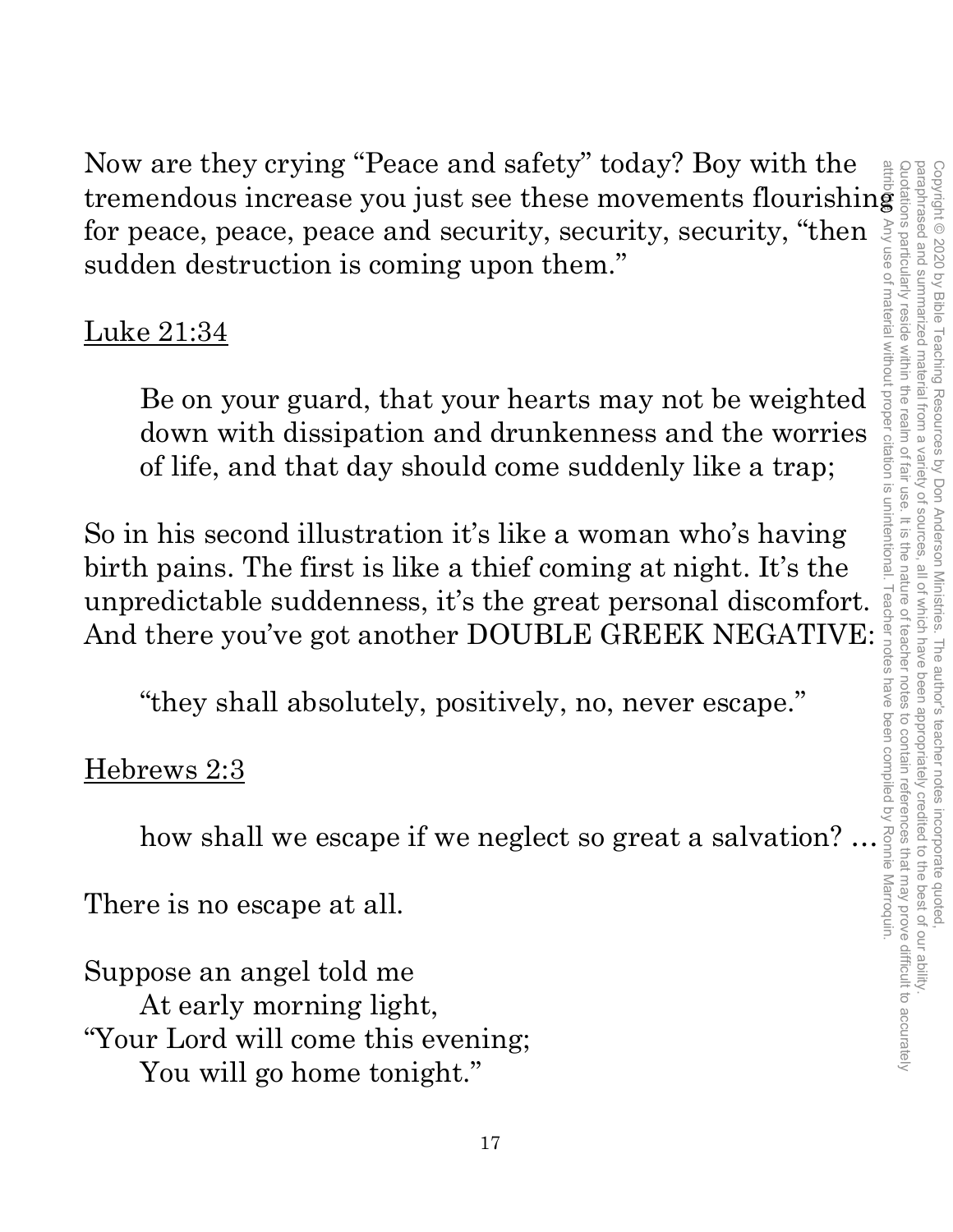Now are they crying "Peace and safety" today? Boy with the tremendous increase you just see these movements flourishing for peace, peace, peace and security, security, security, "then sudden destruction is coming upon them."

<u>Luke 21:34</u>

> Be on your guard, that your hearts may not be weighted down with dissipation and drunkenness and the worries of life, and that day should come suddenly like a trap;

So in his second illustration it's like a woman who's having birth pains. The first is like a thief coming at night. It's the unpredictable suddenness, it's the great personal discomfort. And there you've got another DOUBLE GREEK NEGATIVE:

> "they shall absolutely, positively, no, never escape."

<u>Hebrews 2:3</u>

> how shall we escape if we neglect so great a salvation? …

There is no escape at all.

Suppose an angel told me
    At early morning light,
"Your Lord will come this evening;
    You will go home tonight."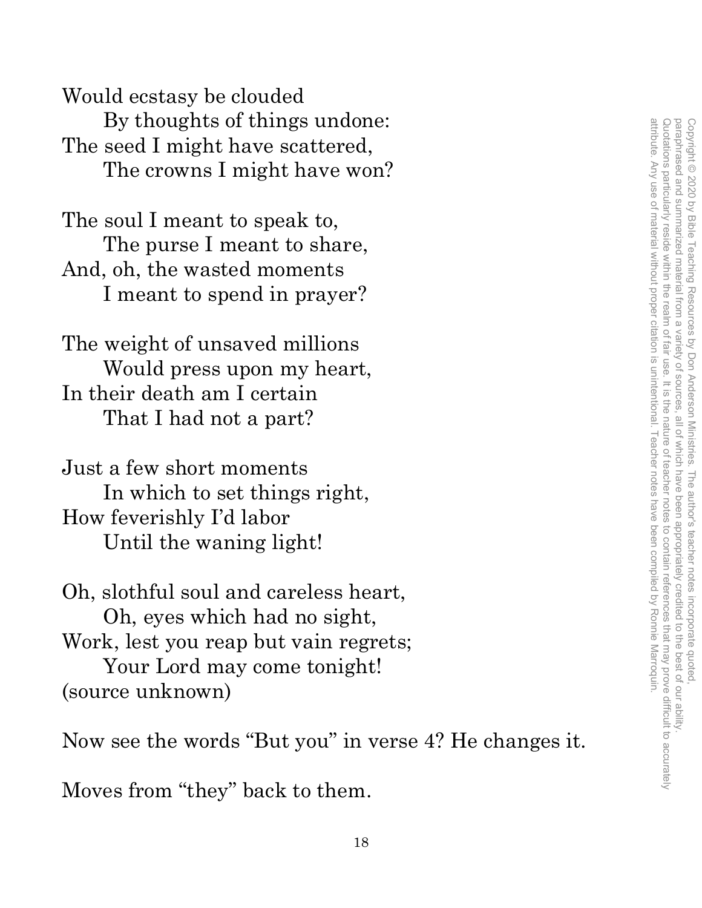Would ecstasy be clouded
By thoughts of things undone:
The seed I might have scattered,
The crowns I might have won?

The soul I meant to speak to,
The purse I meant to share,
And, oh, the wasted moments
I meant to spend in prayer?

The weight of unsaved millions
Would press upon my heart,
In their death am I certain
That I had not a part?

Just a few short moments
In which to set things right,
How feverishly I'd labor
Until the waning light!

Oh, slothful soul and careless heart,
Oh, eyes which had no sight,
Work, lest you reap but vain regrets;
Your Lord may come tonight!
(source unknown)

Now see the words "But you" in verse 4? He changes it.

Moves from "they" back to them.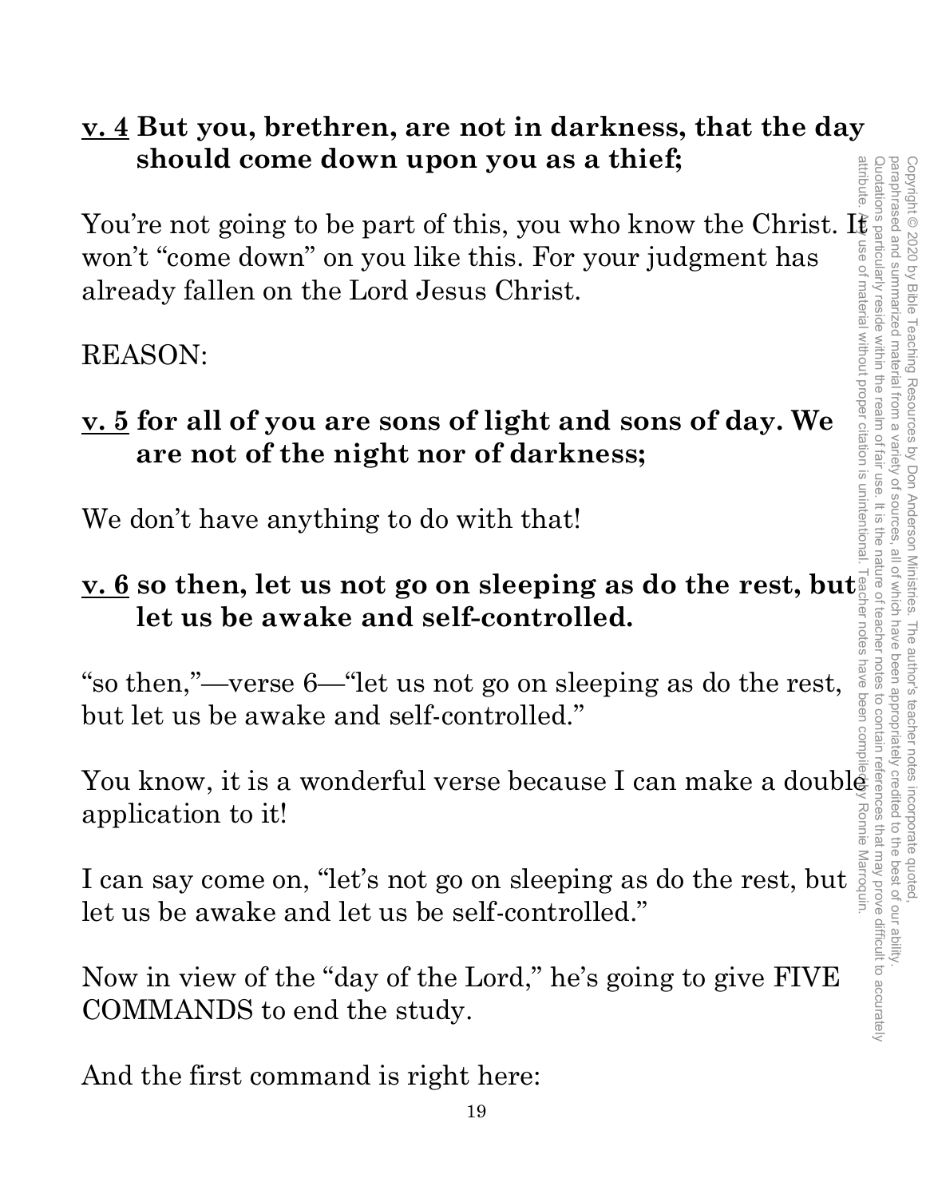**<u>v. 4</u> But you, brethren, are not in darkness, that the day should come down upon you as a thief;**

You're not going to be part of this, you who know the Christ. It won't "come down" on you like this. For your judgment has already fallen on the Lord Jesus Christ.

REASON:

**<u>v. 5</u> for all of you are sons of light and sons of day. We are not of the night nor of darkness;**

We don't have anything to do with that!

**<u>v. 6</u> so then, let us not go on sleeping as do the rest, but let us be awake and self-controlled.**

"so then,"—verse 6—"let us not go on sleeping as do the rest, but let us be awake and self-controlled."

You know, it is a wonderful verse because I can make a double application to it!

I can say come on, "let's not go on sleeping as do the rest, but let us be awake and let us be self-controlled."

Now in view of the "day of the Lord," he's going to give FIVE COMMANDS to end the study.

And the first command is right here: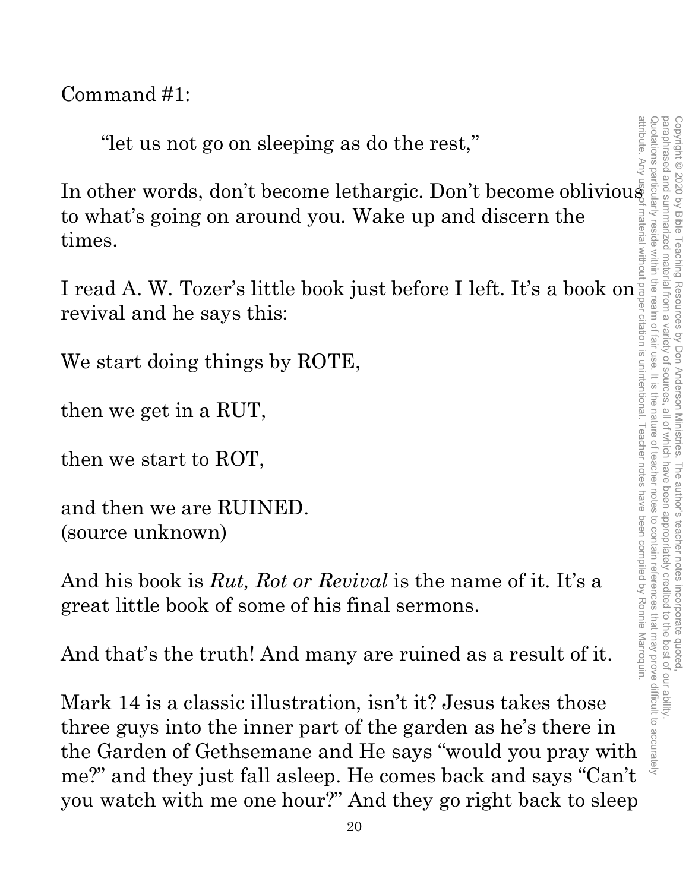Command #1:

“let us not go on sleeping as do the rest,”

In other words, don’t become lethargic. Don’t become oblivious to what’s going on around you. Wake up and discern the times.

I read A. W. Tozer’s little book just before I left. It’s a book on revival and he says this:

We start doing things by ROTE,

then we get in a RUT,

then we start to ROT,

and then we are RUINED.
(source unknown)

And his book is *Rut, Rot or Revival* is the name of it. It’s a great little book of some of his final sermons.

And that’s the truth! And many are ruined as a result of it.

Mark 14 is a classic illustration, isn’t it? Jesus takes those three guys into the inner part of the garden as he’s there in the Garden of Gethsemane and He says “would you pray with me?” and they just fall asleep. He comes back and says “Can’t you watch with me one hour?” And they go right back to sleep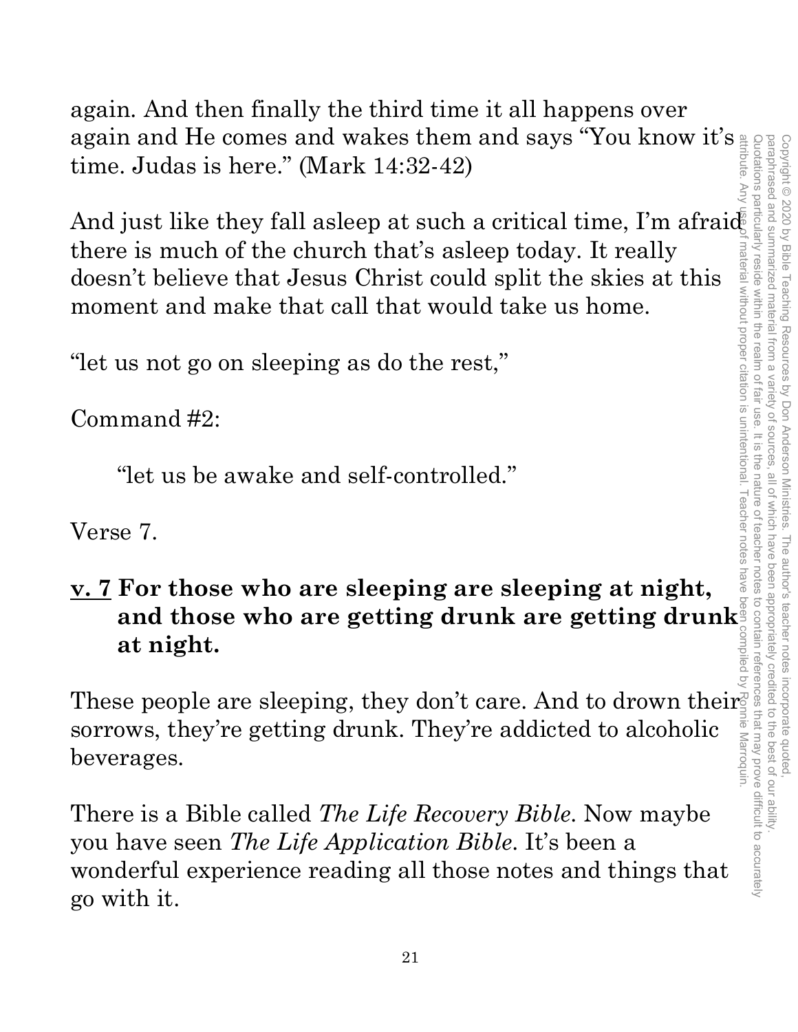again. And then finally the third time it all happens over again and He comes and wakes them and says "You know it's time. Judas is here." (Mark 14:32-42)

And just like they fall asleep at such a critical time, I'm afraid there is much of the church that's asleep today. It really doesn't believe that Jesus Christ could split the skies at this moment and make that call that would take us home.

"let us not go on sleeping as do the rest,"

Command #2:

> "let us be awake and self-controlled."

Verse 7.

**<u>v. 7</u> For those who are sleeping are sleeping at night, and those who are getting drunk are getting drunk at night.**

These people are sleeping, they don't care. And to drown their sorrows, they're getting drunk. They're addicted to alcoholic beverages.

There is a Bible called *The Life Recovery Bible*. Now maybe you have seen *The Life Application Bible*. It's been a wonderful experience reading all those notes and things that go with it.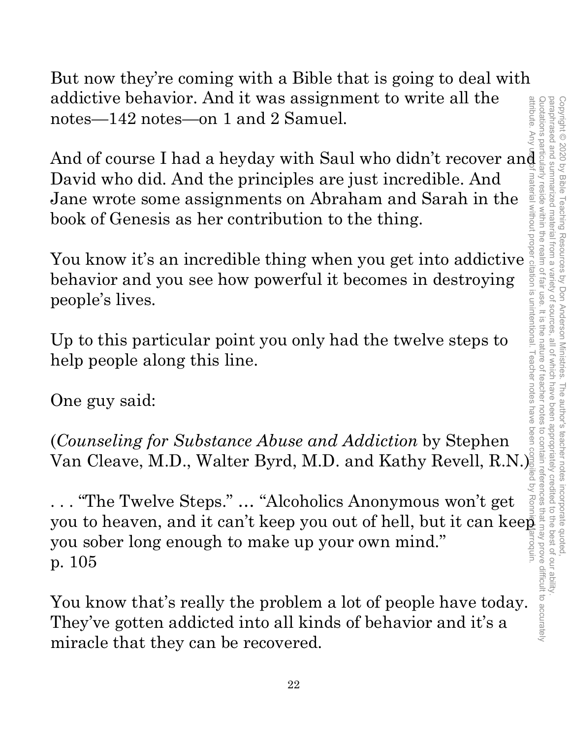But now they're coming with a Bible that is going to deal with addictive behavior. And it was assignment to write all the notes—142 notes—on 1 and 2 Samuel.

And of course I had a heyday with Saul who didn't recover and David who did. And the principles are just incredible. And Jane wrote some assignments on Abraham and Sarah in the book of Genesis as her contribution to the thing.

You know it's an incredible thing when you get into addictive behavior and you see how powerful it becomes in destroying people's lives.

Up to this particular point you only had the twelve steps to help people along this line.

One guy said:

(*Counseling for Substance Abuse and Addiction* by Stephen Van Cleave, M.D., Walter Byrd, M.D. and Kathy Revell, R.N.)

. . . "The Twelve Steps." … "Alcoholics Anonymous won't get you to heaven, and it can't keep you out of hell, but it can keep you sober long enough to make up your own mind."
p. 105

You know that's really the problem a lot of people have today. They've gotten addicted into all kinds of behavior and it's a miracle that they can be recovered.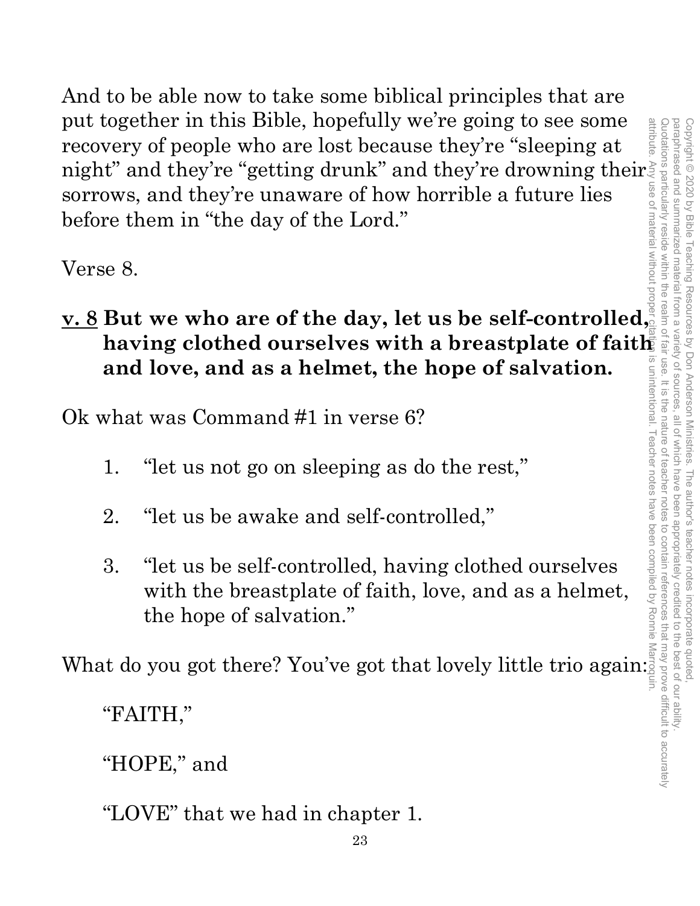And to be able now to take some biblical principles that are put together in this Bible, hopefully we're going to see some recovery of people who are lost because they're "sleeping at night" and they're "getting drunk" and they're drowning their sorrows, and they're unaware of how horrible a future lies before them in "the day of the Lord."

Verse 8.

**<u>v. 8</u> But we who are of the day, let us be self-controlled, having clothed ourselves with a breastplate of faith and love, and as a helmet, the hope of salvation.**

Ok what was Command #1 in verse 6?

1. "let us not go on sleeping as do the rest,"

2. "let us be awake and self-controlled,"

3. "let us be self-controlled, having clothed ourselves with the breastplate of faith, love, and as a helmet, the hope of salvation."

What do you got there? You've got that lovely little trio again:

"FAITH,"

"HOPE," and

"LOVE" that we had in chapter 1.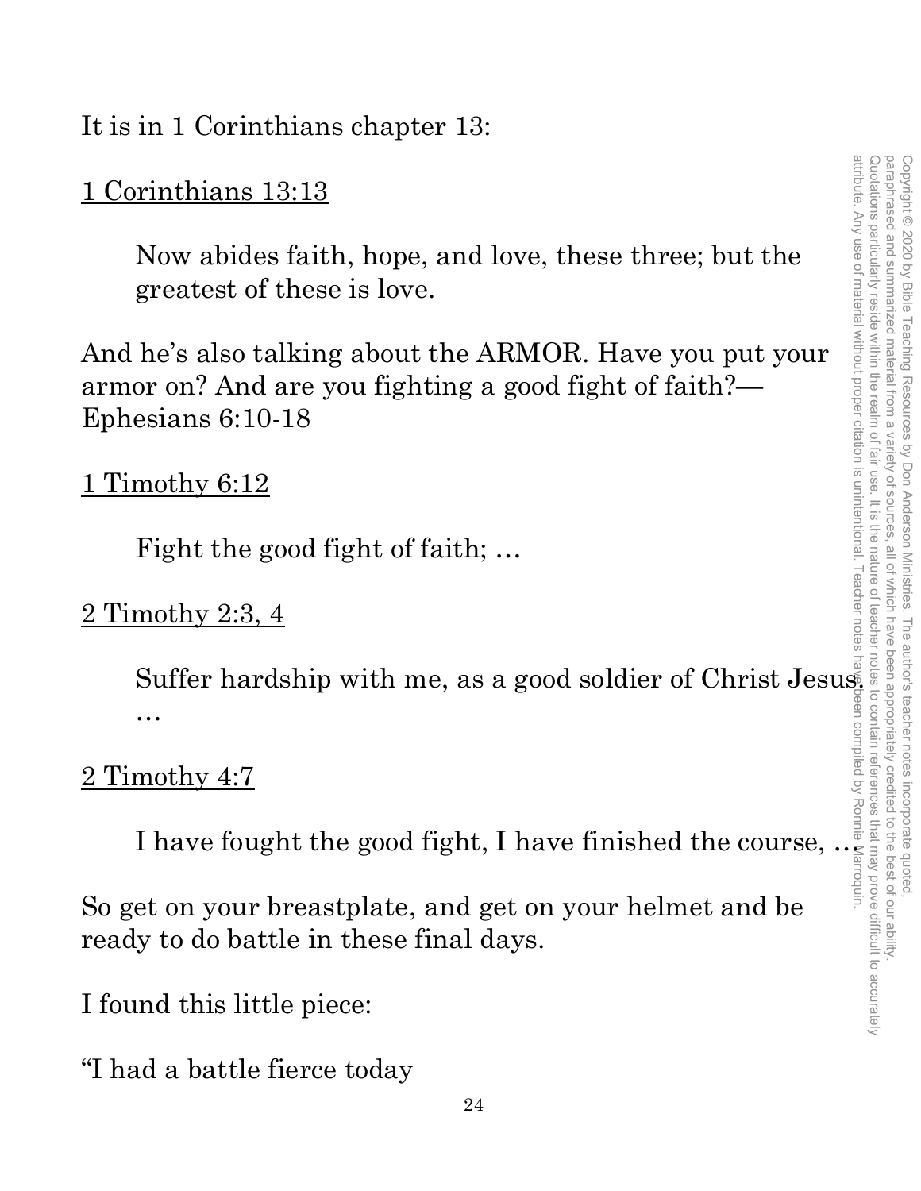It is in 1 Corinthians chapter 13:

<u>1 Corinthians 13:13</u>

> Now abides faith, hope, and love, these three; but the greatest of these is love.

And he's also talking about the ARMOR. Have you put your armor on? And are you fighting a good fight of faith?—Ephesians 6:10-18

<u>1 Timothy 6:12</u>

> Fight the good fight of faith; …

<u>2 Timothy 2:3, 4</u>

> Suffer hardship with me, as a good soldier of Christ Jesus. …

<u>2 Timothy 4:7</u>

> I have fought the good fight, I have finished the course, …

So get on your breastplate, and get on your helmet and be ready to do battle in these final days.

I found this little piece:

"I had a battle fierce today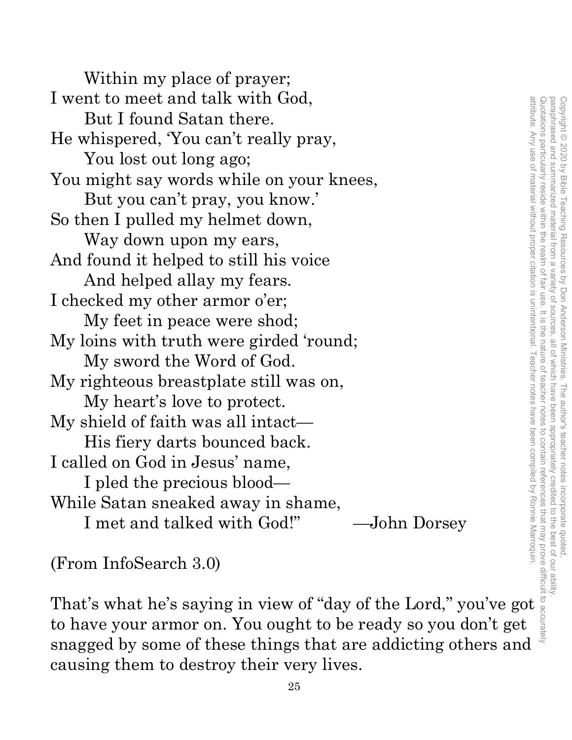Within my place of prayer;
I went to meet and talk with God,
But I found Satan there.
He whispered, 'You can't really pray,
You lost out long ago;
You might say words while on your knees,
But you can't pray, you know.'
So then I pulled my helmet down,
Way down upon my ears,
And found it helped to still his voice
And helped allay my fears.
I checked my other armor o'er;
My feet in peace were shod;
My loins with truth were girded 'round;
My sword the Word of God.
My righteous breastplate still was on,
My heart's love to protect.
My shield of faith was all intact—
His fiery darts bounced back.
I called on God in Jesus' name,
I pled the precious blood—
While Satan sneaked away in shame,
I met and talked with God!" —John Dorsey

(From InfoSearch 3.0)

That's what he's saying in view of "day of the Lord," you've got to have your armor on. You ought to be ready so you don't get snagged by some of these things that are addicting others and causing them to destroy their very lives.

Copyright © 2020 by Bible Teaching Resources by Don Anderson Ministries. The author's teacher notes incorporate quoted, paraphrased and summarized material from a variety of sources, all of which have been appropriately credited to the best of our ability. Quotations particularly reside within the realm of fair use. It is the nature of teacher notes to contain references that may prove difficult to accurately attribute. Any use of material without proper citation is unintentional. Teacher notes have been compiled by Ronnie Marroquin.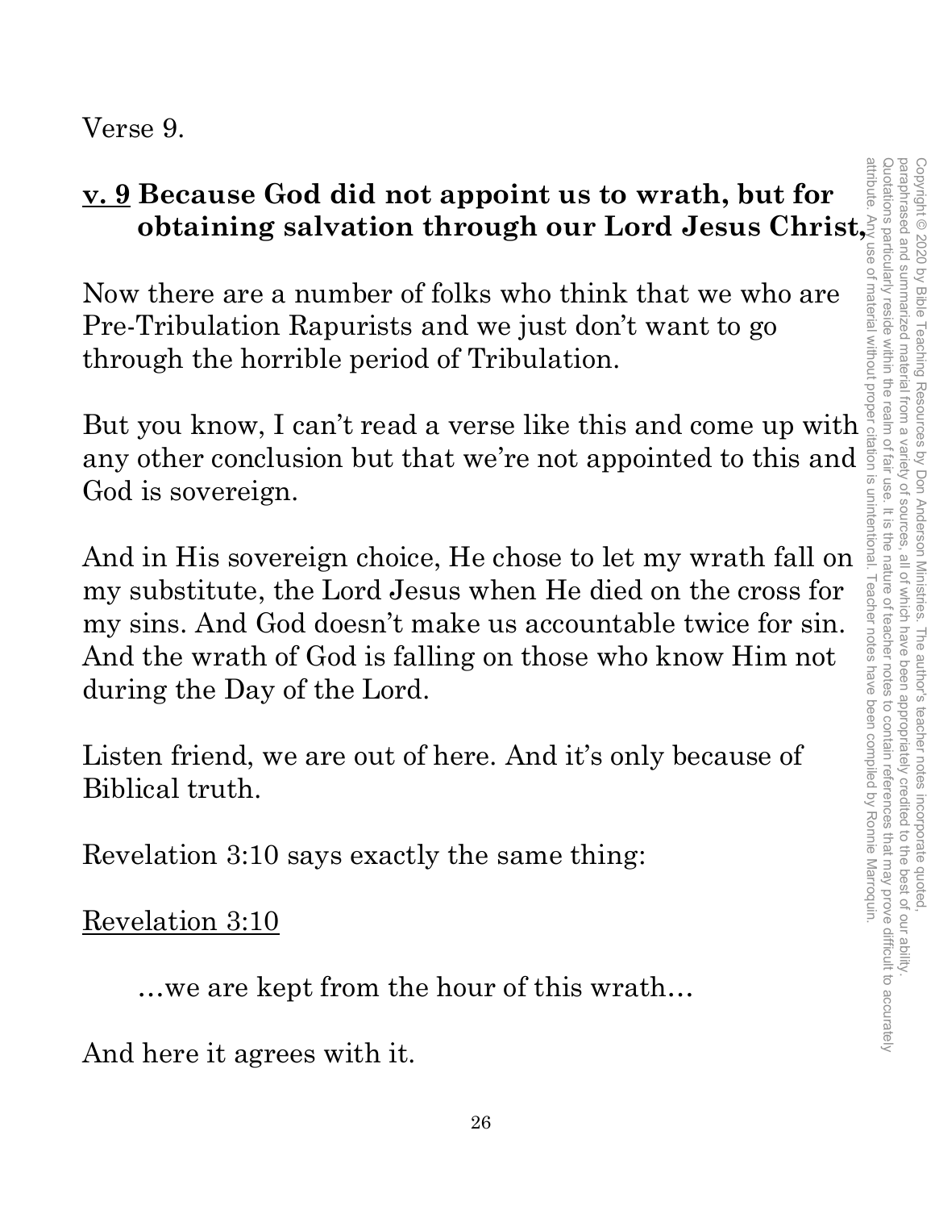Verse 9.

<u>v. 9</u> **Because God did not appoint us to wrath, but for obtaining salvation through our Lord Jesus Christ,**

Now there are a number of folks who think that we who are Pre-Tribulation Rapurists and we just don't want to go through the horrible period of Tribulation.

But you know, I can't read a verse like this and come up with any other conclusion but that we're not appointed to this and God is sovereign.

And in His sovereign choice, He chose to let my wrath fall on my substitute, the Lord Jesus when He died on the cross for my sins. And God doesn't make us accountable twice for sin. And the wrath of God is falling on those who know Him not during the Day of the Lord.

Listen friend, we are out of here. And it's only because of Biblical truth.

Revelation 3:10 says exactly the same thing:

<u>Revelation 3:10</u>

> …we are kept from the hour of this wrath…

And here it agrees with it.

Copyright © 2020 by Bible Teaching Resources by Don Anderson Ministries. The author's teacher notes incorporate quoted, paraphrased and summarized material from a variety of sources, all of which have been appropriately credited to the best of our ability. Quotations particularly reside within the realm of fair use. It is the nature of teacher notes to contain references that may prove difficult to accurately attribute. Any use of material without proper citation is unintentional. Teacher notes have been compiled by Ronnie Marroquin.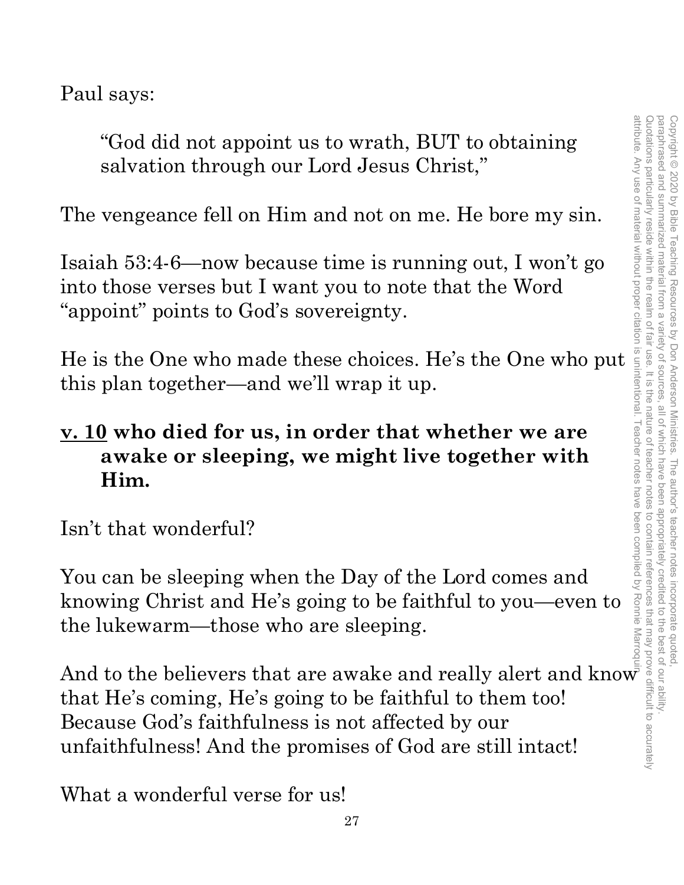Paul says:

> "God did not appoint us to wrath, BUT to obtaining salvation through our Lord Jesus Christ,"

The vengeance fell on Him and not on me. He bore my sin.

Isaiah 53:4-6—now because time is running out, I won't go into those verses but I want you to note that the Word "appoint" points to God's sovereignty.

He is the One who made these choices. He's the One who put this plan together—and we'll wrap it up.

**<u>v. 10</u> who died for us, in order that whether we are awake or sleeping, we might live together with Him.**

Isn't that wonderful?

You can be sleeping when the Day of the Lord comes and knowing Christ and He's going to be faithful to you—even to the lukewarm—those who are sleeping.

And to the believers that are awake and really alert and know that He's coming, He's going to be faithful to them too! Because God's faithfulness is not affected by our unfaithfulness! And the promises of God are still intact!

What a wonderful verse for us!

Copyright © 2020 by Bible Teaching Resources by Don Anderson Ministries. The author's teacher notes incorporate quoted, paraphrased and summarized material from a variety of sources, all of which have been appropriately credited to the best of our ability. Quotations particularly reside within the realm of fair use. It is the nature of teacher notes to contain references that may prove difficult to accurately attribute. Any use of material without proper citation is unintentional. Teacher notes have been compiled by Ronnie Marroquin.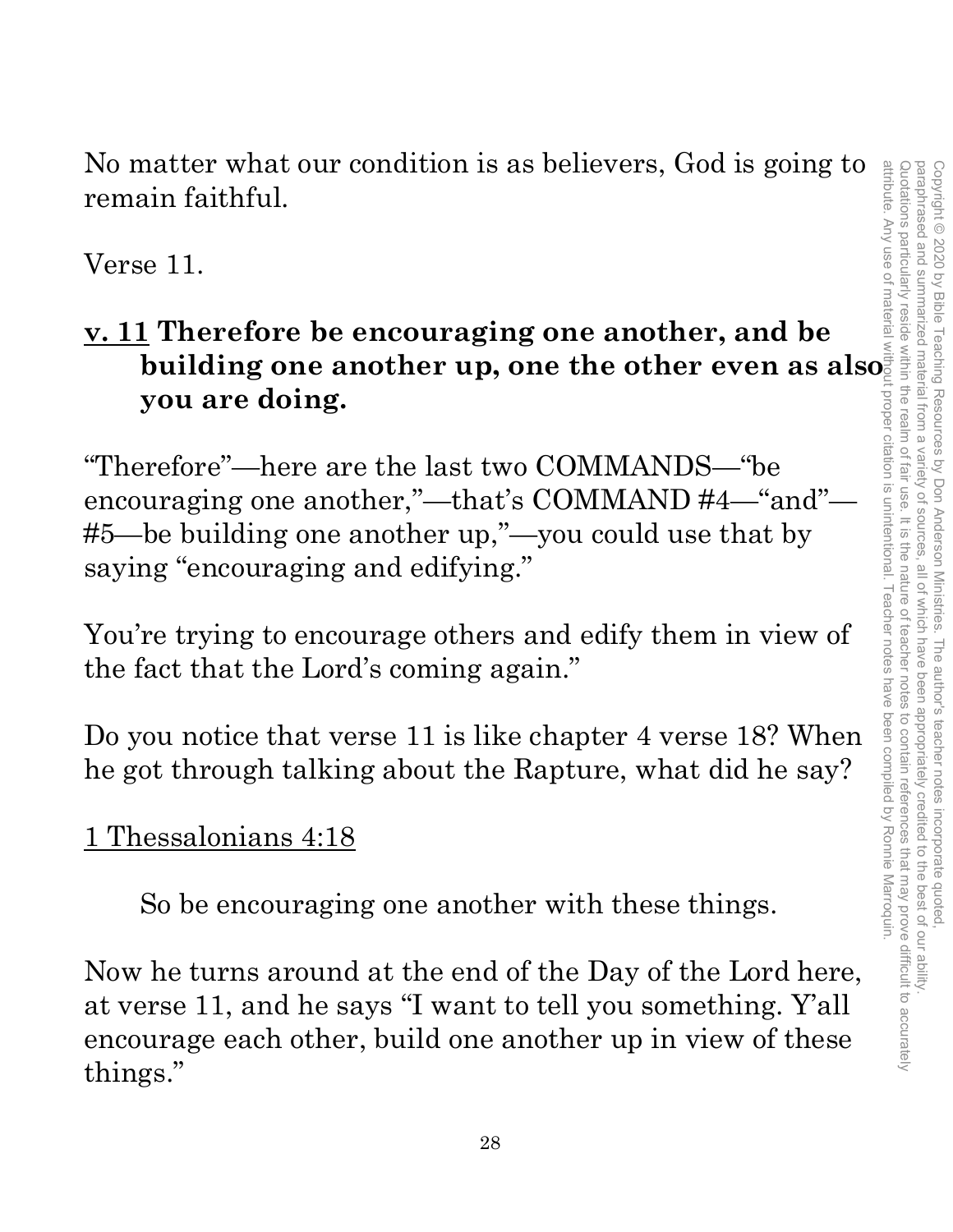No matter what our condition is as believers, God is going to remain faithful.

Verse 11.

**<u>v. 11</u> Therefore be encouraging one another, and be building one another up, one the other even as also you are doing.**

"Therefore"—here are the last two COMMANDS—"be encouraging one another,"—that's COMMAND #4—"and"—#5—be building one another up,"—you could use that by saying "encouraging and edifying."

You're trying to encourage others and edify them in view of the fact that the Lord's coming again."

Do you notice that verse 11 is like chapter 4 verse 18? When he got through talking about the Rapture, what did he say?

<u>1 Thessalonians 4:18</u>

> So be encouraging one another with these things.

Now he turns around at the end of the Day of the Lord here, at verse 11, and he says "I want to tell you something. Y'all encourage each other, build one another up in view of these things."

Copyright © 2020 by Bible Teaching Resources by Don Anderson Ministries. The author's teacher notes incorporate quoted, paraphrased and summarized material from a variety of sources, all of which have been appropriately credited to the best of our ability. Quotations particularly reside within the realm of fair use. It is the nature of teacher notes to contain references that may prove difficult to accurately attribute. Any use of material without proper citation is unintentional. Teacher notes have been compiled by Ronnie Marroquin.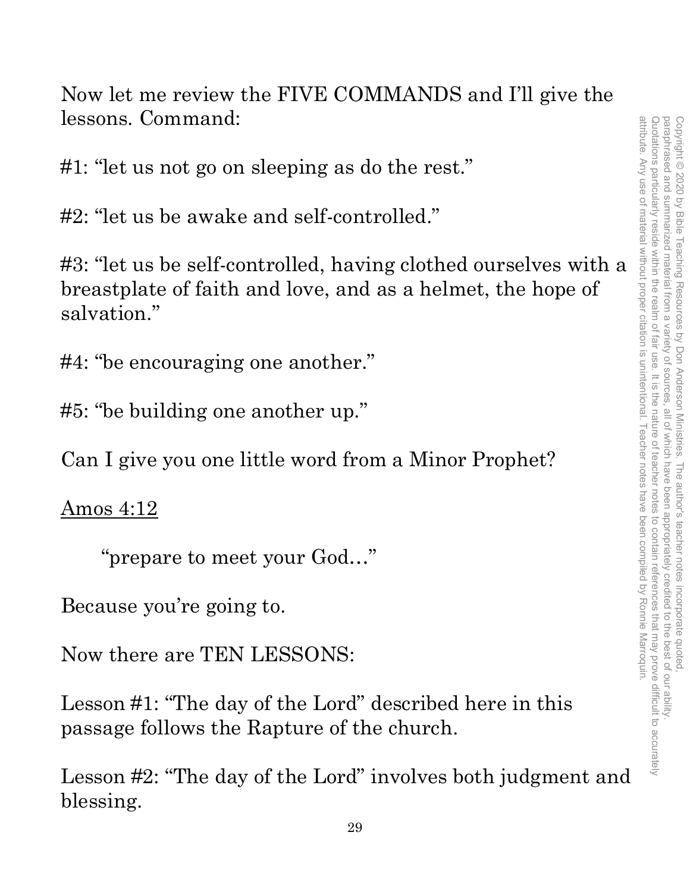Now let me review the FIVE COMMANDS and I'll give the lessons. Command:

#1: "let us not go on sleeping as do the rest."

#2: "let us be awake and self-controlled."

#3: "let us be self-controlled, having clothed ourselves with a breastplate of faith and love, and as a helmet, the hope of salvation."

#4: "be encouraging one another."

#5: "be building one another up."

Can I give you one little word from a Minor Prophet?

<u>Amos 4:12</u>

> "prepare to meet your God…"

Because you're going to.

Now there are TEN LESSONS:

Lesson #1: "The day of the Lord" described here in this passage follows the Rapture of the church.

Lesson #2: "The day of the Lord" involves both judgment and blessing.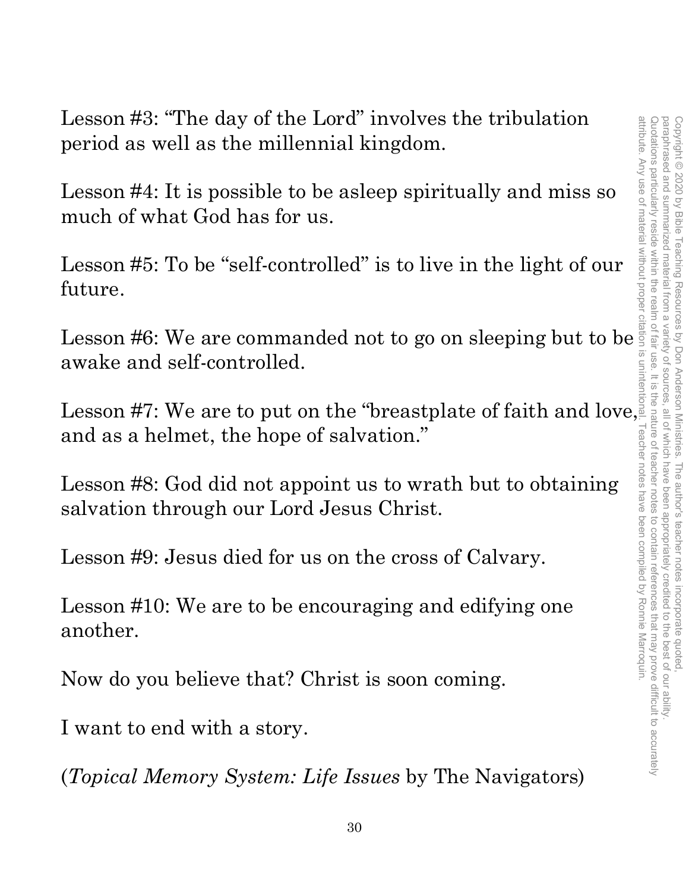Lesson #3: "The day of the Lord" involves the tribulation period as well as the millennial kingdom.

Lesson #4: It is possible to be asleep spiritually and miss so much of what God has for us.

Lesson #5: To be "self-controlled" is to live in the light of our future.

Lesson #6: We are commanded not to go on sleeping but to be awake and self-controlled.

Lesson #7: We are to put on the "breastplate of faith and love, and as a helmet, the hope of salvation."

Lesson #8: God did not appoint us to wrath but to obtaining salvation through our Lord Jesus Christ.

Lesson #9: Jesus died for us on the cross of Calvary.

Lesson #10: We are to be encouraging and edifying one another.

Now do you believe that? Christ is soon coming.

I want to end with a story.

(*Topical Memory System: Life Issues* by The Navigators)

Copyright © 2020 by Bible Teaching Resources by Don Anderson Ministries. The author's teacher notes incorporate quoted, paraphrased and summarized material from a variety of sources, all of which have been appropriately credited to the best of our ability. Quotations particularly reside within the realm of fair use. It is the nature of teacher notes to contain references that may prove difficult to accurately attribute. Any use of material without proper citation is unintentional. Teacher notes have been compiled by Ronnie Marroquin.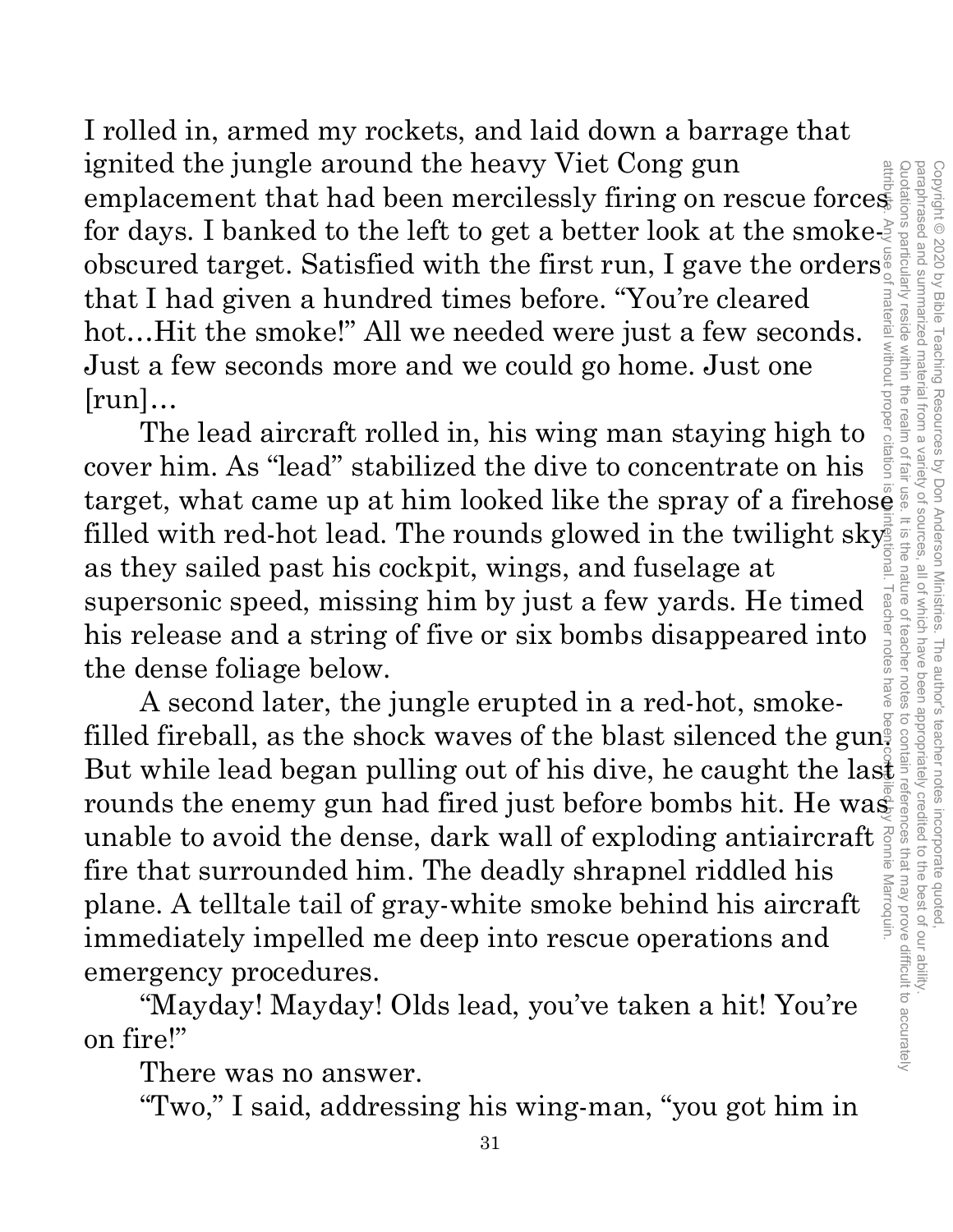I rolled in, armed my rockets, and laid down a barrage that ignited the jungle around the heavy Viet Cong gun emplacement that had been mercilessly firing on rescue forces for days. I banked to the left to get a better look at the smoke-obscured target. Satisfied with the first run, I gave the orders that I had given a hundred times before. "You're cleared hot…Hit the smoke!" All we needed were just a few seconds. Just a few seconds more and we could go home. Just one [run]…

The lead aircraft rolled in, his wing man staying high to cover him. As "lead" stabilized the dive to concentrate on his target, what came up at him looked like the spray of a firehose filled with red-hot lead. The rounds glowed in the twilight sky as they sailed past his cockpit, wings, and fuselage at supersonic speed, missing him by just a few yards. He timed his release and a string of five or six bombs disappeared into the dense foliage below.

A second later, the jungle erupted in a red-hot, smoke-filled fireball, as the shock waves of the blast silenced the gun. But while lead began pulling out of his dive, he caught the last rounds the enemy gun had fired just before bombs hit. He was unable to avoid the dense, dark wall of exploding antiaircraft fire that surrounded him. The deadly shrapnel riddled his plane. A telltale tail of gray-white smoke behind his aircraft immediately impelled me deep into rescue operations and emergency procedures.

"Mayday! Mayday! Olds lead, you've taken a hit! You're on fire!"

There was no answer.

"Two," I said, addressing his wing-man, "you got him in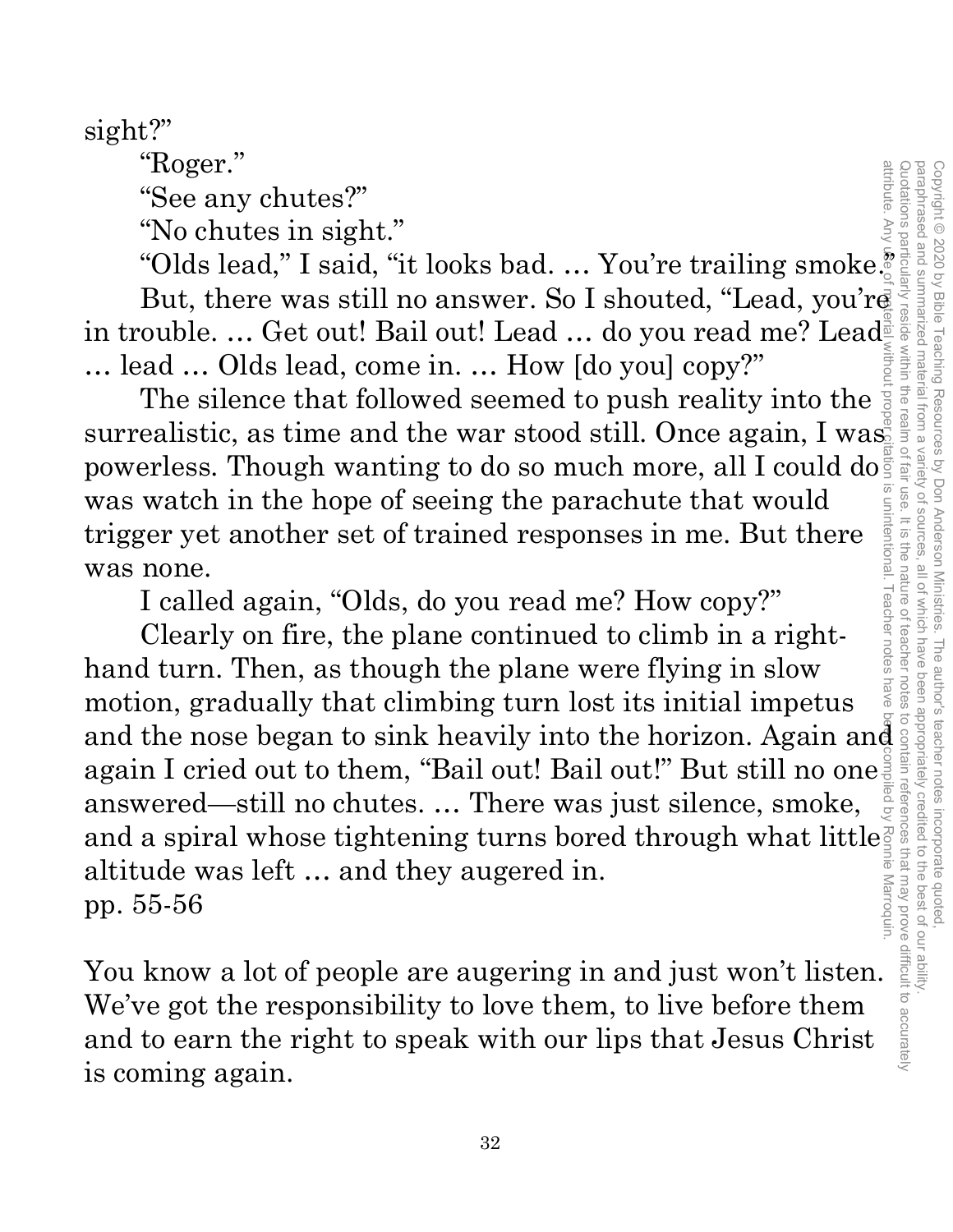sight?"

"Roger."

"See any chutes?"

"No chutes in sight."

"Olds lead," I said, "it looks bad. … You're trailing smoke."

But, there was still no answer. So I shouted, "Lead, you're in trouble. … Get out! Bail out! Lead … do you read me? Lead … lead … Olds lead, come in. … How [do you] copy?"

The silence that followed seemed to push reality into the surrealistic, as time and the war stood still. Once again, I was powerless. Though wanting to do so much more, all I could do was watch in the hope of seeing the parachute that would trigger yet another set of trained responses in me. But there was none.

I called again, "Olds, do you read me? How copy?"

Clearly on fire, the plane continued to climb in a right-hand turn. Then, as though the plane were flying in slow motion, gradually that climbing turn lost its initial impetus and the nose began to sink heavily into the horizon. Again and again I cried out to them, "Bail out! Bail out!" But still no one answered—still no chutes. … There was just silence, smoke, and a spiral whose tightening turns bored through what little altitude was left … and they augered in.

pp. 55-56

You know a lot of people are augering in and just won't listen. We've got the responsibility to love them, to live before them and to earn the right to speak with our lips that Jesus Christ is coming again.

Copyright © 2020 by Bible Teaching Resources by Don Anderson Ministries. The author's teacher notes incorporate quoted, paraphrased and summarized material from a variety of sources, all of which have been appropriately credited to the best of our ability. Quotations particularly reside within the realm of fair use. It is the nature of teacher notes to contain references that may prove difficult to accurately attribute. Any use of material without proper citation is unintentional. Teacher notes have been compiled by Ronnie Marroquin.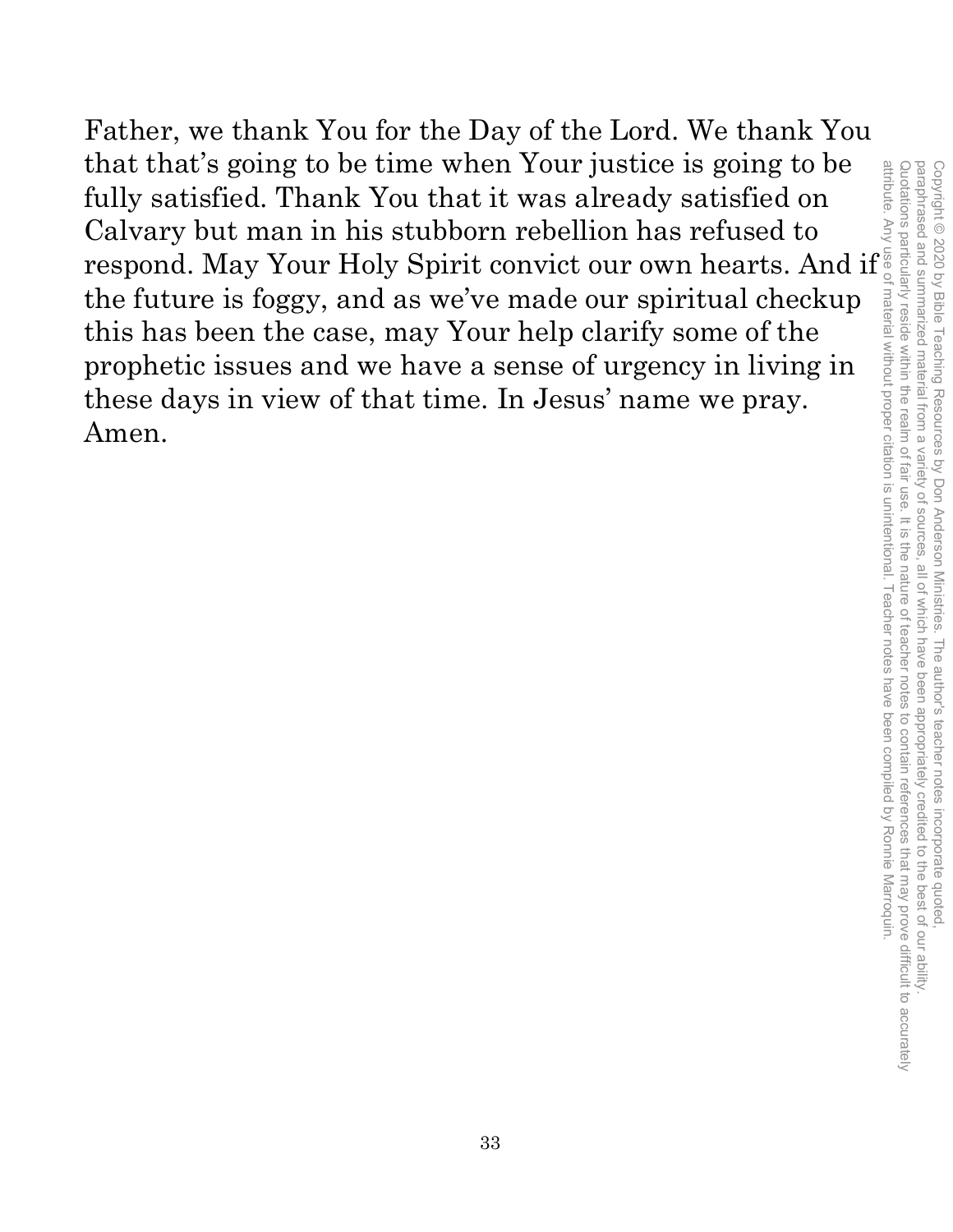Father, we thank You for the Day of the Lord. We thank You that that's going to be time when Your justice is going to be fully satisfied. Thank You that it was already satisfied on Calvary but man in his stubborn rebellion has refused to respond. May Your Holy Spirit convict our own hearts. And if the future is foggy, and as we've made our spiritual checkup this has been the case, may Your help clarify some of the prophetic issues and we have a sense of urgency in living in these days in view of that time. In Jesus' name we pray. Amen.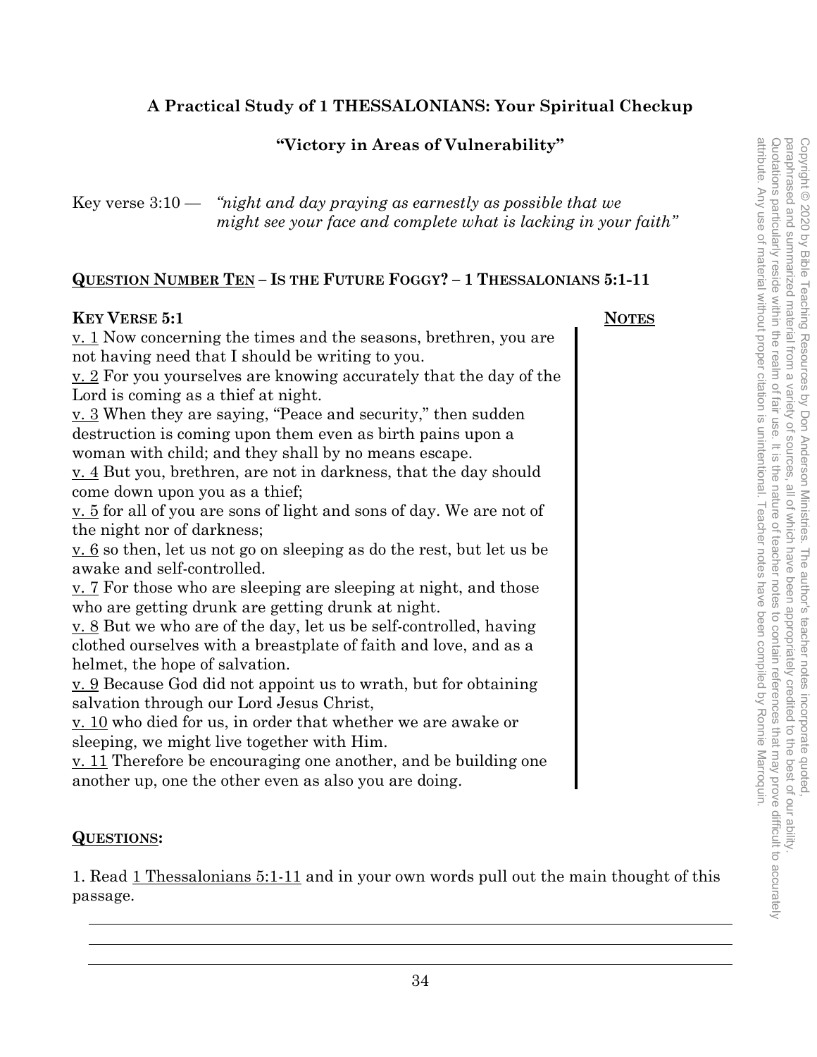**A Practical Study of 1 THESSALONIANS: Your Spiritual Checkup**

**"Victory in Areas of Vulnerability"**

Key verse 3:10 — *"night and day praying as earnestly as possible that we might see your face and complete what is lacking in your faith"*

## QUESTION NUMBER TEN – IS THE FUTURE FOGGY? – 1 THESSALONIANS 5:1-11

**KEY VERSE 5:1** **NOTES**

v. 1 Now concerning the times and the seasons, brethren, you are not having need that I should be writing to you.
v. 2 For you yourselves are knowing accurately that the day of the Lord is coming as a thief at night.
v. 3 When they are saying, "Peace and security," then sudden destruction is coming upon them even as birth pains upon a woman with child; and they shall by no means escape.
v. 4 But you, brethren, are not in darkness, that the day should come down upon you as a thief;
v. 5 for all of you are sons of light and sons of day. We are not of the night nor of darkness;
v. 6 so then, let us not go on sleeping as do the rest, but let us be awake and self-controlled.
v. 7 For those who are sleeping are sleeping at night, and those who are getting drunk are getting drunk at night.
v. 8 But we who are of the day, let us be self-controlled, having clothed ourselves with a breastplate of faith and love, and as a helmet, the hope of salvation.
v. 9 Because God did not appoint us to wrath, but for obtaining salvation through our Lord Jesus Christ,
v. 10 who died for us, in order that whether we are awake or sleeping, we might live together with Him.
v. 11 Therefore be encouraging one another, and be building one another up, one the other even as also you are doing.

**QUESTIONS:**

1. Read 1 Thessalonians 5:1-11 and in your own words pull out the main thought of this passage.

Copyright © 2020 by Bible Teaching Resources by Don Anderson Ministries. The author's teacher notes incorporate quoted, paraphrased and summarized material from a variety of sources, all of which have been appropriately credited to the best of our ability. Quotations particularly reside within the realm of fair use. It is the nature of teacher notes to contain references that may prove difficult to accurately attribute. Any use of material without proper citation is unintentional. Teacher notes have been compiled by Ronnie Marroquin.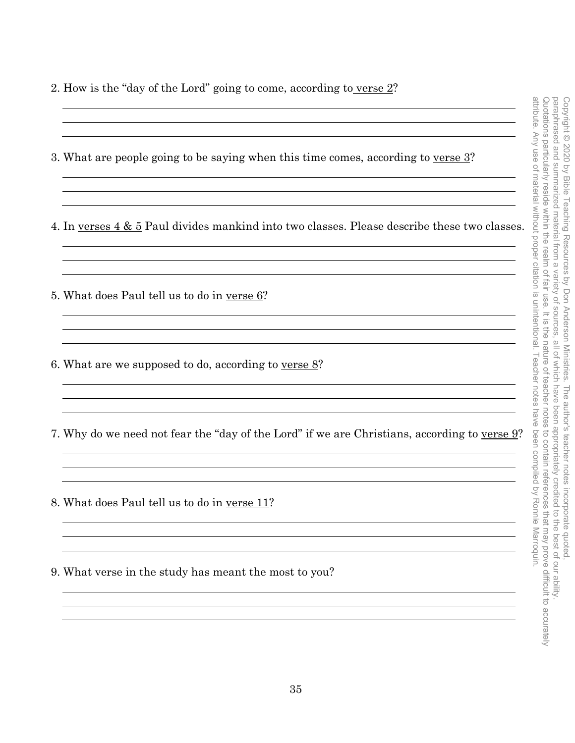2. How is the "day of the Lord" going to come, according to <u>verse 2</u>?

3. What are people going to be saying when this time comes, according to <u>verse 3</u>?

4. In <u>verses 4 & 5</u> Paul divides mankind into two classes. Please describe these two classes.

5. What does Paul tell us to do in <u>verse 6</u>?

6. What are we supposed to do, according to <u>verse 8</u>?

7. Why do we need not fear the "day of the Lord" if we are Christians, according to <u>verse 9</u>?

8. What does Paul tell us to do in <u>verse 11</u>?

9. What verse in the study has meant the most to you?

Copyright © 2020 by Bible Teaching Resources by Don Anderson Ministries. The author's teacher notes incorporate quoted, paraphrased and summarized material from a variety of sources, all of which have been appropriately credited to the best of our ability. Quotations particularly reside within the realm of fair use. It is the nature of teacher notes to contain references that may prove difficult to accurately attribute. Any use of material without proper citation is unintentional. Teacher notes have been compiled by Ronnie Marroquin.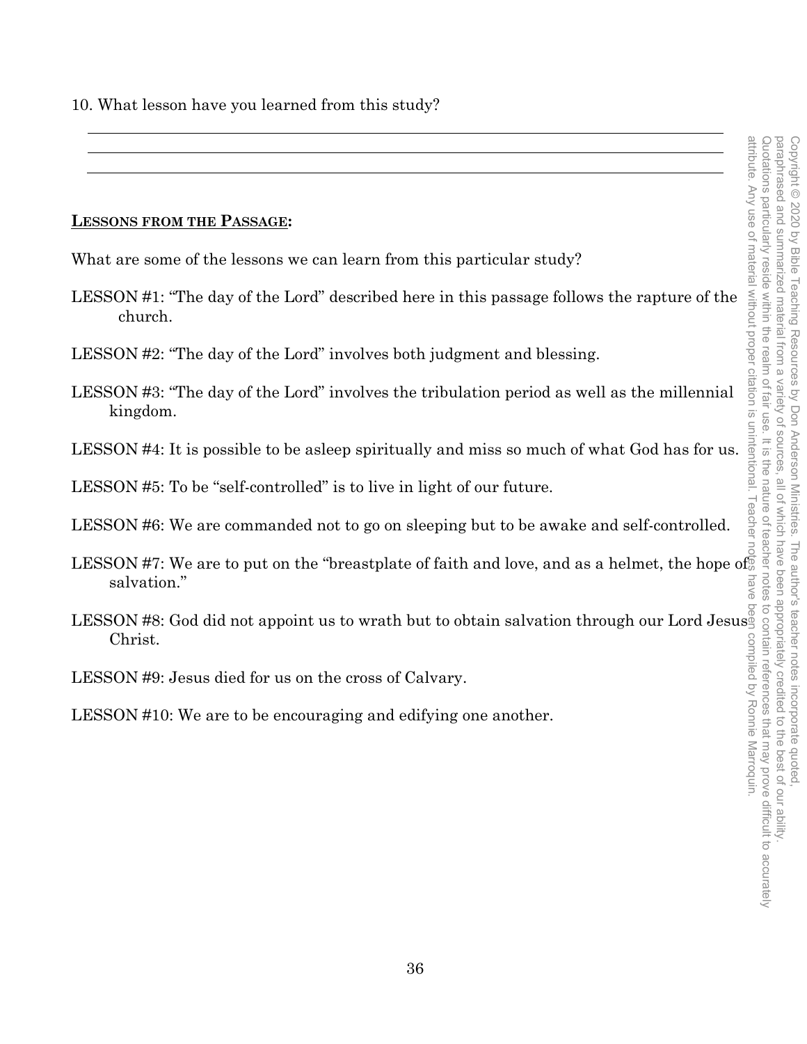10. What lesson have you learned from this study?

______________________________________________________________________

______________________________________________________________________

______________________________________________________________________

**LESSONS FROM THE PASSAGE:**

What are some of the lessons we can learn from this particular study?

LESSON #1: "The day of the Lord" described here in this passage follows the rapture of the church.

LESSON #2: "The day of the Lord" involves both judgment and blessing.

LESSON #3: "The day of the Lord" involves the tribulation period as well as the millennial kingdom.

LESSON #4: It is possible to be asleep spiritually and miss so much of what God has for us.

LESSON #5: To be "self-controlled" is to live in light of our future.

LESSON #6: We are commanded not to go on sleeping but to be awake and self-controlled.

LESSON #7: We are to put on the "breastplate of faith and love, and as a helmet, the hope of salvation."

LESSON #8: God did not appoint us to wrath but to obtain salvation through our Lord Jesus Christ.

LESSON #9: Jesus died for us on the cross of Calvary.

LESSON #10: We are to be encouraging and edifying one another.

Copyright © 2020 by Bible Teaching Resources by Don Anderson Ministries. The author's teacher notes incorporate quoted, paraphrased and summarized material from a variety of sources, all of which have been appropriately credited to the best of our ability. Quotations particularly reside within the realm of fair use. It is the nature of teacher notes to contain references that may prove difficult to accurately attribute. Any use of material without proper citation is unintentional. Teacher notes have been compiled by Ronnie Marroquin.